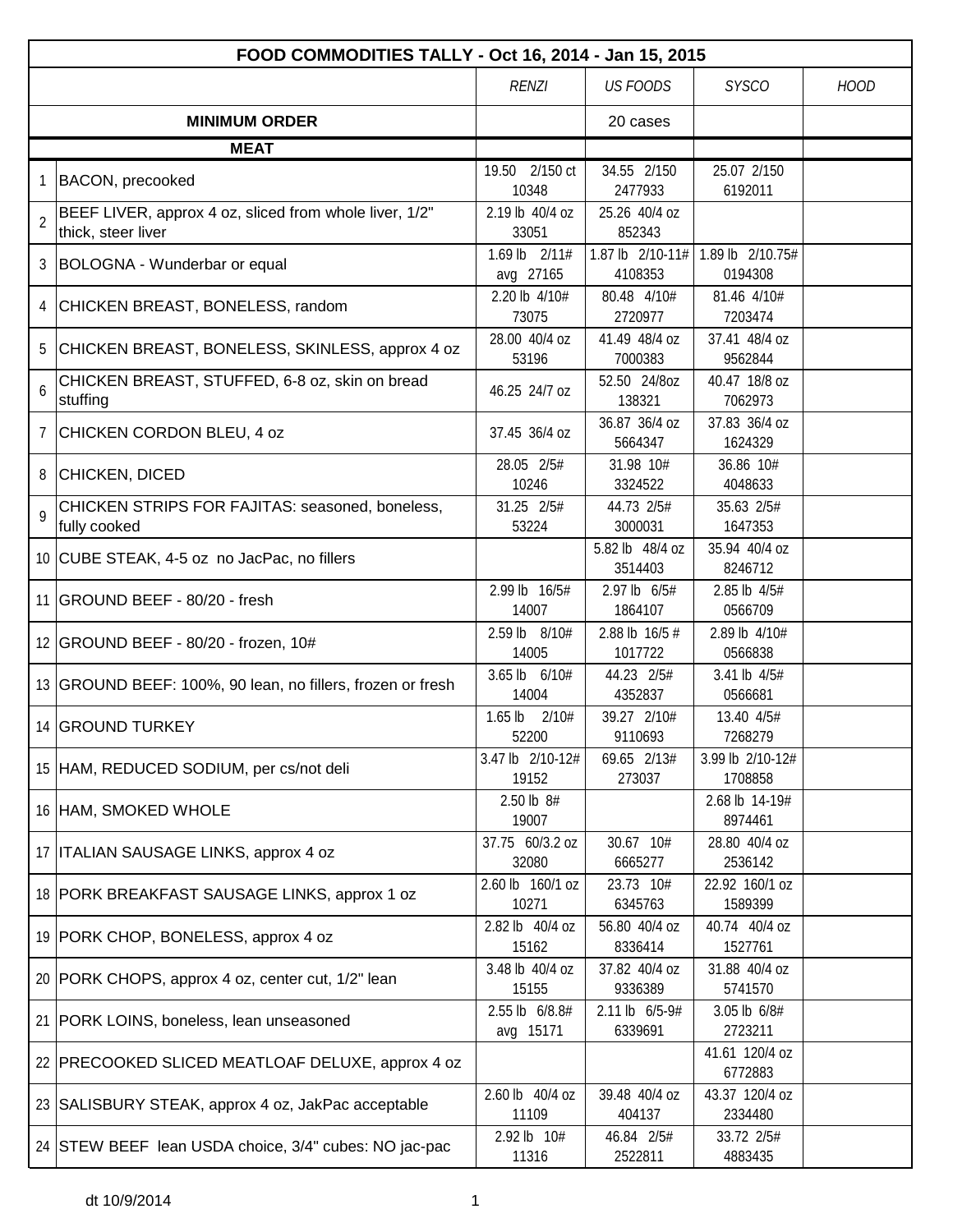| FOOD COMMODITIES TALLY - Oct 16, 2014 - Jan 15, 2015 | | RENZI | US FOODS | SYSCO | HOOD |
|---|---|---|---|---|---|
| | **MINIMUM ORDER** | | 20 cases | | |
| | **MEAT** | | | | |
| 1 | BACON, precooked | 19.50 2/150 ct 10348 | 34.55 2/150 2477933 | 25.07 2/150 6192011 | |
| 2 | BEEF LIVER, approx 4 oz, sliced from whole liver, 1/2" thick, steer liver | 2.19 lb 40/4 oz 33051 | 25.26 40/4 oz 852343 | | |
| 3 | BOLOGNA - Wunderbar or equal | 1.69 lb 2/11# avg 27165 | 1.87 lb 2/10-11# 4108353 | 1.89 lb 2/10.75# 0194308 | |
| 4 | CHICKEN BREAST, BONELESS, random | 2.20 lb 4/10# 73075 | 80.48 4/10# 2720977 | 81.46 4/10# 7203474 | |
| 5 | CHICKEN BREAST, BONELESS, SKINLESS, approx 4 oz | 28.00 40/4 oz 53196 | 41.49 48/4 oz 7000383 | 37.41 48/4 oz 9562844 | |
| 6 | CHICKEN BREAST, STUFFED, 6-8 oz, skin on bread stuffing | 46.25 24/7 oz | 52.50 24/8oz 138321 | 40.47 18/8 oz 7062973 | |
| 7 | CHICKEN CORDON BLEU, 4 oz | 37.45 36/4 oz | 36.87 36/4 oz 5664347 | 37.83 36/4 oz 1624329 | |
| 8 | CHICKEN, DICED | 28.05 2/5# 10246 | 31.98 10# 3324522 | 36.86 10# 4048633 | |
| 9 | CHICKEN STRIPS FOR FAJITAS: seasoned, boneless, fully cooked | 31.25 2/5# 53224 | 44.73 2/5# 3000031 | 35.63 2/5# 1647353 | |
| 10 | CUBE STEAK, 4-5 oz no JacPac, no fillers | | 5.82 lb 48/4 oz 3514403 | 35.94 40/4 oz 8246712 | |
| 11 | GROUND BEEF - 80/20 - fresh | 2.99 lb 16/5# 14007 | 2.97 lb 6/5# 1864107 | 2.85 lb 4/5# 0566709 | |
| 12 | GROUND BEEF - 80/20 - frozen, 10# | 2.59 lb 8/10# 14005 | 2.88 lb 16/5 # 1017722 | 2.89 lb 4/10# 0566838 | |
| 13 | GROUND BEEF: 100%, 90 lean, no fillers, frozen or fresh | 3.65 lb 6/10# 14004 | 44.23 2/5# 4352837 | 3.41 lb 4/5# 0566681 | |
| 14 | GROUND TURKEY | 1.65 lb 2/10# 52200 | 39.27 2/10# 9110693 | 13.40 4/5# 7268279 | |
| 15 | HAM, REDUCED SODIUM, per cs/not deli | 3.47 lb 2/10-12# 19152 | 69.65 2/13# 273037 | 3.99 lb 2/10-12# 1708858 | |
| 16 | HAM, SMOKED WHOLE | 2.50 lb 8# 19007 | | 2.68 lb 14-19# 8974461 | |
| 17 | ITALIAN SAUSAGE LINKS, approx 4 oz | 37.75 60/3.2 oz 32080 | 30.67 10# 6665277 | 28.80 40/4 oz 2536142 | |
| 18 | PORK BREAKFAST SAUSAGE LINKS, approx 1 oz | 2.60 lb 160/1 oz 10271 | 23.73 10# 6345763 | 22.92 160/1 oz 1589399 | |
| 19 | PORK CHOP, BONELESS, approx 4 oz | 2.82 lb 40/4 oz 15162 | 56.80 40/4 oz 8336414 | 40.74 40/4 oz 1527761 | |
| 20 | PORK CHOPS, approx 4 oz, center cut, 1/2" lean | 3.48 lb 40/4 oz 15155 | 37.82 40/4 oz 9336389 | 31.88 40/4 oz 5741570 | |
| 21 | PORK LOINS, boneless, lean unseasoned | 2.55 lb 6/8.8# avg 15171 | 2.11 lb 6/5-9# 6339691 | 3.05 lb 6/8# 2723211 | |
| 22 | PRECOOKED SLICED MEATLOAF DELUXE, approx 4 oz | | | 41.61 120/4 oz 6772883 | |
| 23 | SALISBURY STEAK, approx 4 oz, JakPac acceptable | 2.60 lb 40/4 oz 11109 | 39.48 40/4 oz 404137 | 43.37 120/4 oz 2334480 | |
| 24 | STEW BEEF lean USDA choice, 3/4" cubes: NO jac-pac | 2.92 lb 10# 11316 | 46.84 2/5# 2522811 | 33.72 2/5# 4883435 | |

dt 10/9/2014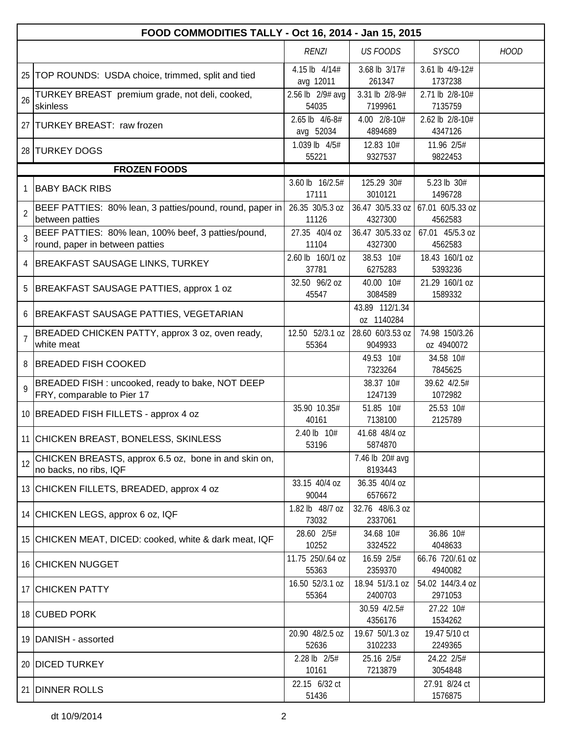| | FOOD COMMODITIES TALLY - Oct 16, 2014 - Jan 15, 2015 | | | | |
|---|---|---|---|---|---|
| | | *RENZI* | *US FOODS* | *SYSCO* | *HOOD* |
| 25 | TOP ROUNDS: USDA choice, trimmed, split and tied | 4.15 lb 4/14# avg 12011 | 3.68 lb 3/17# 261347 | 3.61 lb 4/9-12# 1737238 | |
| 26 | TURKEY BREAST premium grade, not deli, cooked, skinless | 2.56 lb 2/9# avg 54035 | 3.31 lb 2/8-9# 7199961 | 2.71 lb 2/8-10# 7135759 | |
| 27 | TURKEY BREAST: raw frozen | 2.65 lb 4/6-8# avg 52034 | 4.00 2/8-10# 4894689 | 2.62 lb 2/8-10# 4347126 | |
| 28 | TURKEY DOGS | 1.039 lb 4/5# 55221 | 12.83 10# 9327537 | 11.96 2/5# 9822453 | |
| | **FROZEN FOODS** | | | | |
| 1 | BABY BACK RIBS | 3.60 lb 16/2.5# 17111 | 125.29 30# 3010121 | 5.23 lb 30# 1496728 | |
| 2 | BEEF PATTIES: 80% lean, 3 patties/pound, round, paper in between patties | 26.35 30/5.3 oz 11126 | 36.47 30/5.33 oz 4327300 | 67.01 60/5.33 oz 4562583 | |
| 3 | BEEF PATTIES: 80% lean, 100% beef, 3 patties/pound, round, paper in between patties | 27.35 40/4 oz 11104 | 36.47 30/5.33 oz 4327300 | 67.01 45/5.3 oz 4562583 | |
| 4 | BREAKFAST SAUSAGE LINKS, TURKEY | 2.60 lb 160/1 oz 37781 | 38.53 10# 6275283 | 18.43 160/1 oz 5393236 | |
| 5 | BREAKFAST SAUSAGE PATTIES, approx 1 oz | 32.50 96/2 oz 45547 | 40.00 10# 3084589 | 21.29 160/1 oz 1589332 | |
| 6 | BREAKFAST SAUSAGE PATTIES, VEGETARIAN | | 43.89 112/1.34 oz 1140284 | | |
| 7 | BREADED CHICKEN PATTY, approx 3 oz, oven ready, white meat | 12.50 52/3.1 oz 55364 | 28.60 60/3.53 oz 9049933 | 74.98 150/3.26 oz 4940072 | |
| 8 | BREADED FISH COOKED | | 49.53 10# 7323264 | 34.58 10# 7845625 | |
| 9 | BREADED FISH : uncooked, ready to bake, NOT DEEP FRY, comparable to Pier 17 | | 38.37 10# 1247139 | 39.62 4/2.5# 1072982 | |
| 10 | BREADED FISH FILLETS - approx 4 oz | 35.90 10.35# 40161 | 51.85 10# 7138100 | 25.53 10# 2125789 | |
| 11 | CHICKEN BREAST, BONELESS, SKINLESS | 2.40 lb 10# 53196 | 41.68 48/4 oz 5874870 | | |
| 12 | CHICKEN BREASTS, approx 6.5 oz, bone in and skin on, no backs, no ribs, IQF | | 7.46 lb 20# avg 8193443 | | |
| 13 | CHICKEN FILLETS, BREADED, approx 4 oz | 33.15 40/4 oz 90044 | 36.35 40/4 oz 6576672 | | |
| 14 | CHICKEN LEGS, approx 6 oz, IQF | 1.82 lb 48/7 oz 73032 | 32.76 48/6.3 oz 2337061 | | |
| 15 | CHICKEN MEAT, DICED: cooked, white & dark meat, IQF | 28.60 2/5# 10252 | 34.68 10# 3324522 | 36.86 10# 4048633 | |
| 16 | CHICKEN NUGGET | 11.75 250/.64 oz 55363 | 16.59 2/5# 2359370 | 66.76 720/.61 oz 4940082 | |
| 17 | CHICKEN PATTY | 16.50 52/3.1 oz 55364 | 18.94 51/3.1 oz 2400703 | 54.02 144/3.4 oz 2971053 | |
| 18 | CUBED PORK | | 30.59 4/2.5# 4356176 | 27.22 10# 1534262 | |
| 19 | DANISH - assorted | 20.90 48/2.5 oz 52636 | 19.67 50/1.3 oz 3102233 | 19.47 5/10 ct 2249365 | |
| 20 | DICED TURKEY | 2.28 lb 2/5# 10161 | 25.16 2/5# 7213879 | 24.22 2/5# 3054848 | |
| 21 | DINNER ROLLS | 22.15 6/32 ct 51436 | | 27.91 8/24 ct 1576875 | |

dt 10/9/2014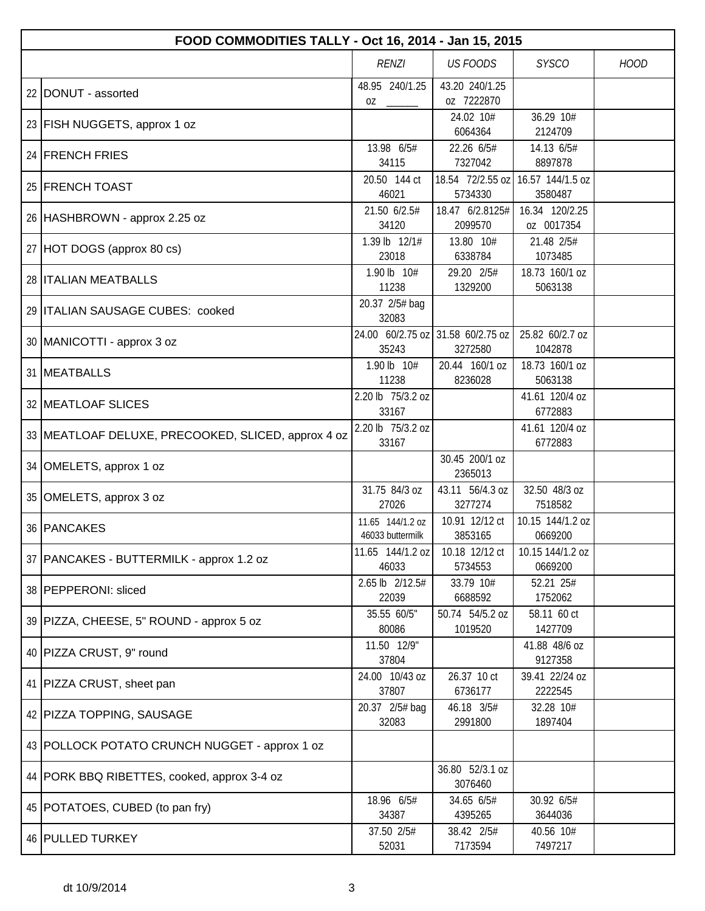| FOOD COMMODITIES TALLY - Oct 16, 2014 - Jan 15, 2015 | | | | | |
|---|---|---|---|---|---|
| | | RENZI | US FOODS | SYSCO | HOOD |
| 22 | DONUT - assorted | 48.95 240/1.25 oz _____ | 43.20 240/1.25 oz 7222870 | | |
| 23 | FISH NUGGETS, approx 1 oz | | 24.02 10# 6064364 | 36.29 10# 2124709 | |
| 24 | FRENCH FRIES | 13.98 6/5# 34115 | 22.26 6/5# 7327042 | 14.13 6/5# 8897878 | |
| 25 | FRENCH TOAST | 20.50 144 ct 46021 | 18.54 72/2.55 oz 5734330 | 16.57 144/1.5 oz 3580487 | |
| 26 | HASHBROWN - approx 2.25 oz | 21.50 6/2.5# 34120 | 18.47 6/2.8125# 2099570 | 16.34 120/2.25 oz 0017354 | |
| 27 | HOT DOGS (approx 80 cs) | 1.39 lb 12/1# 23018 | 13.80 10# 6338784 | 21.48 2/5# 1073485 | |
| 28 | ITALIAN MEATBALLS | 1.90 lb 10# 11238 | 29.20 2/5# 1329200 | 18.73 160/1 oz 5063138 | |
| 29 | ITALIAN SAUSAGE CUBES: cooked | 20.37 2/5# bag 32083 | | | |
| 30 | MANICOTTI - approx 3 oz | 24.00 60/2.75 oz 35243 | 31.58 60/2.75 oz 3272580 | 25.82 60/2.7 oz 1042878 | |
| 31 | MEATBALLS | 1.90 lb 10# 11238 | 20.44 160/1 oz 8236028 | 18.73 160/1 oz 5063138 | |
| 32 | MEATLOAF SLICES | 2.20 lb 75/3.2 oz 33167 | | 41.61 120/4 oz 6772883 | |
| 33 | MEATLOAF DELUXE, PRECOOKED, SLICED, approx 4 oz | 2.20 lb 75/3.2 oz 33167 | | 41.61 120/4 oz 6772883 | |
| 34 | OMELETS, approx 1 oz | | 30.45 200/1 oz 2365013 | | |
| 35 | OMELETS, approx 3 oz | 31.75 84/3 oz 27026 | 43.11 56/4.3 oz 3277274 | 32.50 48/3 oz 7518582 | |
| 36 | PANCAKES | 11.65 144/1.2 oz 46033 buttermilk | 10.91 12/12 ct 3853165 | 10.15 144/1.2 oz 0669200 | |
| 37 | PANCAKES - BUTTERMILK - approx 1.2 oz | 11.65 144/1.2 oz 46033 | 10.18 12/12 ct 5734553 | 10.15 144/1.2 oz 0669200 | |
| 38 | PEPPERONI: sliced | 2.65 lb 2/12.5# 22039 | 33.79 10# 6688592 | 52.21 25# 1752062 | |
| 39 | PIZZA, CHEESE, 5" ROUND - approx 5 oz | 35.55 60/5" 80086 | 50.74 54/5.2 oz 1019520 | 58.11 60 ct 1427709 | |
| 40 | PIZZA CRUST, 9" round | 11.50 12/9" 37804 | | 41.88 48/6 oz 9127358 | |
| 41 | PIZZA CRUST, sheet pan | 24.00 10/43 oz 37807 | 26.37 10 ct 6736177 | 39.41 22/24 oz 2222545 | |
| 42 | PIZZA TOPPING, SAUSAGE | 20.37 2/5# bag 32083 | 46.18 3/5# 2991800 | 32.28 10# 1897404 | |
| 43 | POLLOCK POTATO CRUNCH NUGGET - approx 1 oz | | | | |
| 44 | PORK BBQ RIBETTES, cooked, approx 3-4 oz | | 36.80 52/3.1 oz 3076460 | | |
| 45 | POTATOES, CUBED (to pan fry) | 18.96 6/5# 34387 | 34.65 6/5# 4395265 | 30.92 6/5# 3644036 | |
| 46 | PULLED TURKEY | 37.50 2/5# 52031 | 38.42 2/5# 7173594 | 40.56 10# 7497217 | |

dt 10/9/2014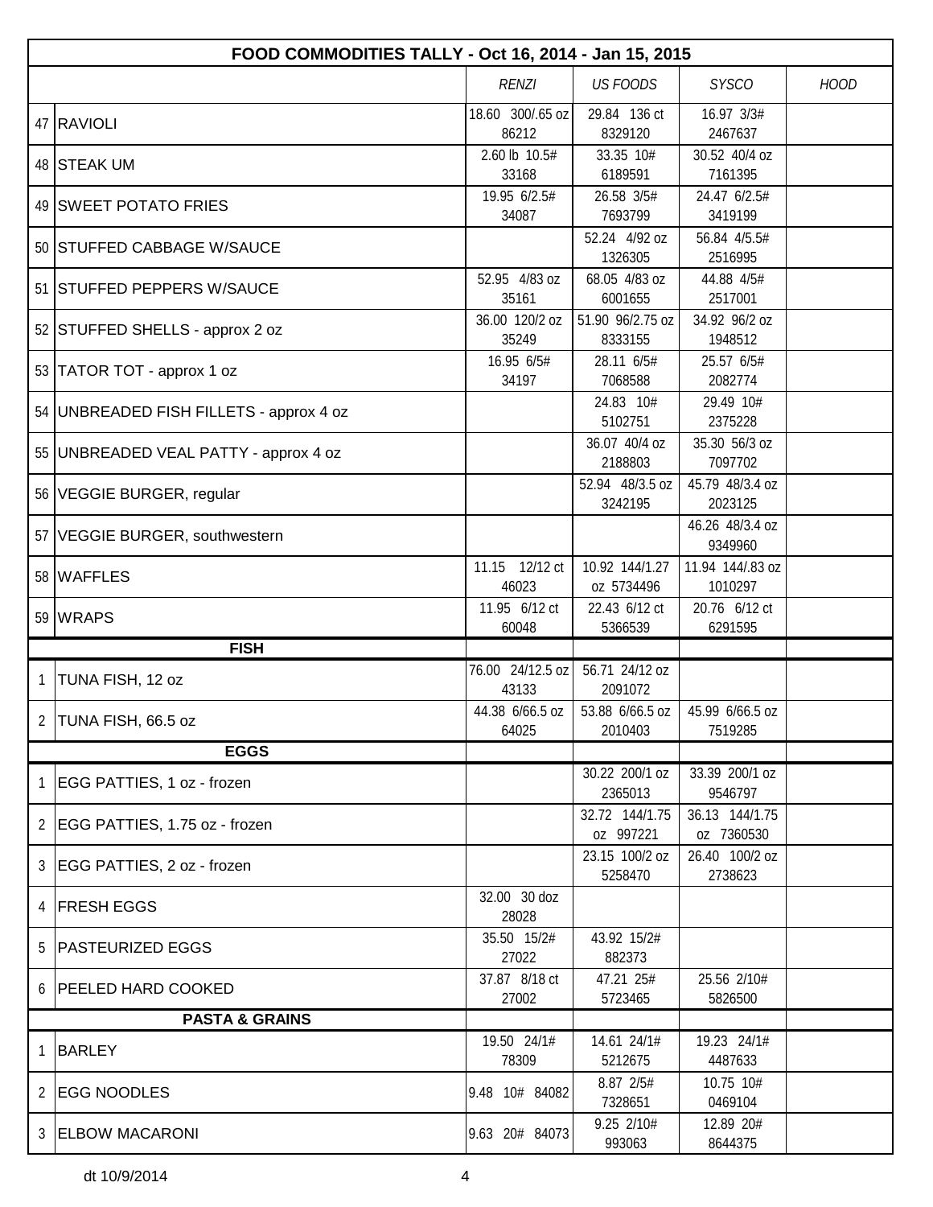| FOOD COMMODITIES TALLY - Oct 16, 2014 - Jan 15, 2015 | | | | | |
|---|---|---|---|---|---|
| | | *RENZI* | *US FOODS* | *SYSCO* | *HOOD* |
| 47 | RAVIOLI | 18.60 300/.65 oz 86212 | 29.84 136 ct 8329120 | 16.97 3/3# 2467637 | |
| 48 | STEAK UM | 2.60 lb 10.5# 33168 | 33.35 10# 6189591 | 30.52 40/4 oz 7161395 | |
| 49 | SWEET POTATO FRIES | 19.95 6/2.5# 34087 | 26.58 3/5# 7693799 | 24.47 6/2.5# 3419199 | |
| 50 | STUFFED CABBAGE W/SAUCE | | 52.24 4/92 oz 1326305 | 56.84 4/5.5# 2516995 | |
| 51 | STUFFED PEPPERS W/SAUCE | 52.95 4/83 oz 35161 | 68.05 4/83 oz 6001655 | 44.88 4/5# 2517001 | |
| 52 | STUFFED SHELLS - approx 2 oz | 36.00 120/2 oz 35249 | 51.90 96/2.75 oz 8333155 | 34.92 96/2 oz 1948512 | |
| 53 | TATOR TOT - approx 1 oz | 16.95 6/5# 34197 | 28.11 6/5# 7068588 | 25.57 6/5# 2082774 | |
| 54 | UNBREADED FISH FILLETS - approx 4 oz | | 24.83 10# 5102751 | 29.49 10# 2375228 | |
| 55 | UNBREADED VEAL PATTY - approx 4 oz | | 36.07 40/4 oz 2188803 | 35.30 56/3 oz 7097702 | |
| 56 | VEGGIE BURGER, regular | | 52.94 48/3.5 oz 3242195 | 45.79 48/3.4 oz 2023125 | |
| 57 | VEGGIE BURGER, southwestern | | | 46.26 48/3.4 oz 9349960 | |
| 58 | WAFFLES | 11.15 12/12 ct 46023 | 10.92 144/1.27 oz 5734496 | 11.94 144/.83 oz 1010297 | |
| 59 | WRAPS | 11.95 6/12 ct 60048 | 22.43 6/12 ct 5366539 | 20.76 6/12 ct 6291595 | |
| | **FISH** | | | | |
| 1 | TUNA FISH, 12 oz | 76.00 24/12.5 oz 43133 | 56.71 24/12 oz 2091072 | | |
| 2 | TUNA FISH, 66.5 oz | 44.38 6/66.5 oz 64025 | 53.88 6/66.5 oz 2010403 | 45.99 6/66.5 oz 7519285 | |
| | **EGGS** | | | | |
| 1 | EGG PATTIES, 1 oz - frozen | | 30.22 200/1 oz 2365013 | 33.39 200/1 oz 9546797 | |
| 2 | EGG PATTIES, 1.75 oz - frozen | | 32.72 144/1.75 oz 997221 | 36.13 144/1.75 oz 7360530 | |
| 3 | EGG PATTIES, 2 oz - frozen | | 23.15 100/2 oz 5258470 | 26.40 100/2 oz 2738623 | |
| 4 | FRESH EGGS | 32.00 30 doz 28028 | | | |
| 5 | PASTEURIZED EGGS | 35.50 15/2# 27022 | 43.92 15/2# 882373 | | |
| 6 | PEELED HARD COOKED | 37.87 8/18 ct 27002 | 47.21 25# 5723465 | 25.56 2/10# 5826500 | |
| | **PASTA & GRAINS** | | | | |
| 1 | BARLEY | 19.50 24/1# 78309 | 14.61 24/1# 5212675 | 19.23 24/1# 4487633 | |
| 2 | EGG NOODLES | 9.48 10# 84082 | 8.87 2/5# 7328651 | 10.75 10# 0469104 | |
| 3 | ELBOW MACARONI | 9.63 20# 84073 | 9.25 2/10# 993063 | 12.89 20# 8644375 | |

dt 10/9/2014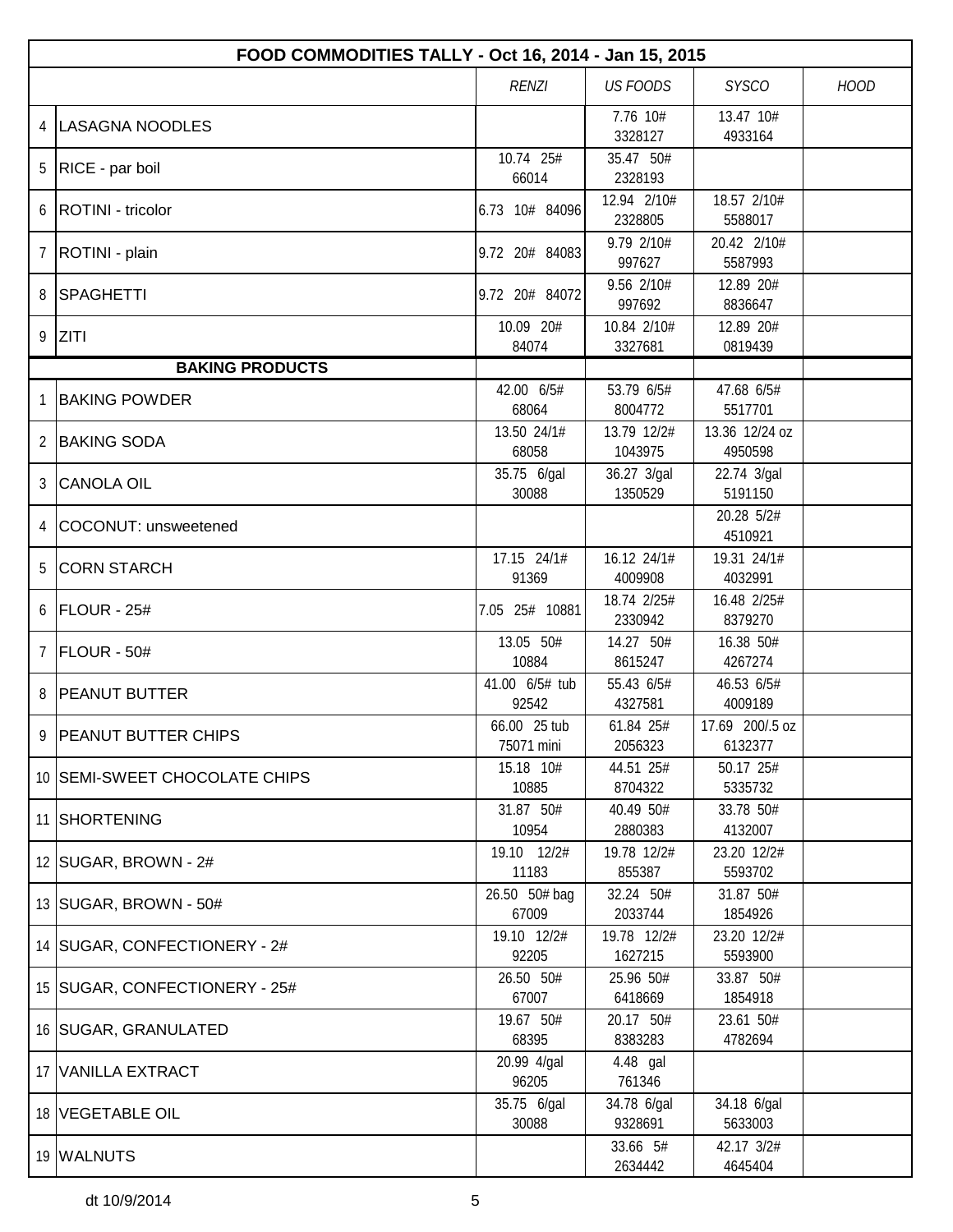| FOOD COMMODITIES TALLY - Oct 16, 2014 - Jan 15, 2015 | | | | | |
|---|---|---|---|---|---|
| | | *RENZI* | *US FOODS* | *SYSCO* | *HOOD* |
| 4 | LASAGNA NOODLES | | 7.76 10# 3328127 | 13.47 10# 4933164 | |
| 5 | RICE - par boil | 10.74 25# 66014 | 35.47 50# 2328193 | | |
| 6 | ROTINI - tricolor | 6.73 10# 84096 | 12.94 2/10# 2328805 | 18.57 2/10# 5588017 | |
| 7 | ROTINI - plain | 9.72 20# 84083 | 9.79 2/10# 997627 | 20.42 2/10# 5587993 | |
| 8 | SPAGHETTI | 9.72 20# 84072 | 9.56 2/10# 997692 | 12.89 20# 8836647 | |
| 9 | ZITI | 10.09 20# 84074 | 10.84 2/10# 3327681 | 12.89 20# 0819439 | |
| | **BAKING PRODUCTS** | | | | |
| 1 | BAKING POWDER | 42.00 6/5# 68064 | 53.79 6/5# 8004772 | 47.68 6/5# 5517701 | |
| 2 | BAKING SODA | 13.50 24/1# 68058 | 13.79 12/2# 1043975 | 13.36 12/24 oz 4950598 | |
| 3 | CANOLA OIL | 35.75 6/gal 30088 | 36.27 3/gal 1350529 | 22.74 3/gal 5191150 | |
| 4 | COCONUT: unsweetened | | | 20.28 5/2# 4510921 | |
| 5 | CORN STARCH | 17.15 24/1# 91369 | 16.12 24/1# 4009908 | 19.31 24/1# 4032991 | |
| 6 | FLOUR - 25# | 7.05 25# 10881 | 18.74 2/25# 2330942 | 16.48 2/25# 8379270 | |
| 7 | FLOUR - 50# | 13.05 50# 10884 | 14.27 50# 8615247 | 16.38 50# 4267274 | |
| 8 | PEANUT BUTTER | 41.00 6/5# tub 92542 | 55.43 6/5# 4327581 | 46.53 6/5# 4009189 | |
| 9 | PEANUT BUTTER CHIPS | 66.00 25 tub 75071 mini | 61.84 25# 2056323 | 17.69 200/.5 oz 6132377 | |
| 10 | SEMI-SWEET CHOCOLATE CHIPS | 15.18 10# 10885 | 44.51 25# 8704322 | 50.17 25# 5335732 | |
| 11 | SHORTENING | 31.87 50# 10954 | 40.49 50# 2880383 | 33.78 50# 4132007 | |
| 12 | SUGAR, BROWN - 2# | 19.10 12/2# 11183 | 19.78 12/2# 855387 | 23.20 12/2# 5593702 | |
| 13 | SUGAR, BROWN - 50# | 26.50 50# bag 67009 | 32.24 50# 2033744 | 31.87 50# 1854926 | |
| 14 | SUGAR, CONFECTIONERY - 2# | 19.10 12/2# 92205 | 19.78 12/2# 1627215 | 23.20 12/2# 5593900 | |
| 15 | SUGAR, CONFECTIONERY - 25# | 26.50 50# 67007 | 25.96 50# 6418669 | 33.87 50# 1854918 | |
| 16 | SUGAR, GRANULATED | 19.67 50# 68395 | 20.17 50# 8383283 | 23.61 50# 4782694 | |
| 17 | VANILLA EXTRACT | 20.99 4/gal 96205 | 4.48 gal 761346 | | |
| 18 | VEGETABLE OIL | 35.75 6/gal 30088 | 34.78 6/gal 9328691 | 34.18 6/gal 5633003 | |
| 19 | WALNUTS | | 33.66 5# 2634442 | 42.17 3/2# 4645404 | |

dt 10/9/2014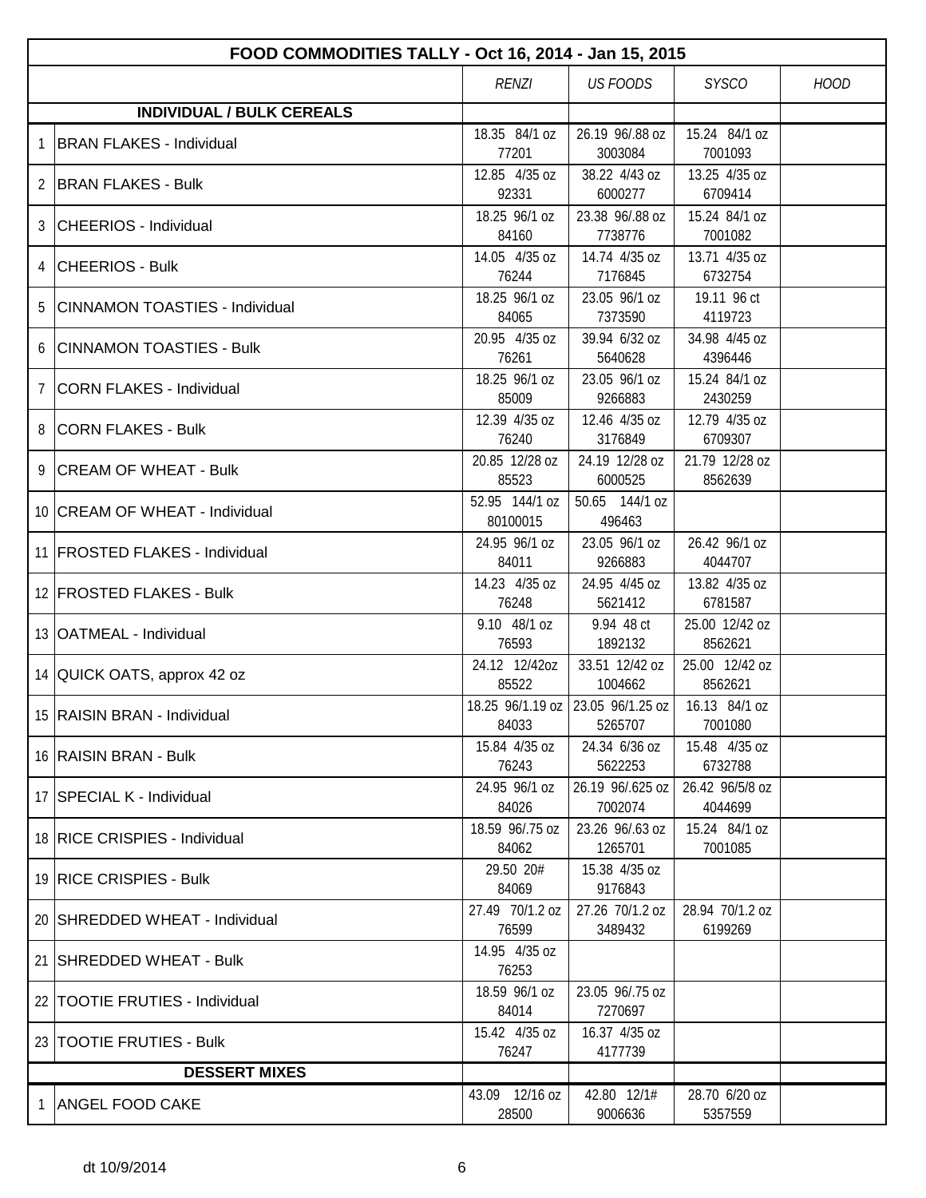| | FOOD COMMODITIES TALLY - Oct 16, 2014 - Jan 15, 2015 | RENZI | US FOODS | SYSCO | HOOD |
|---|---|---|---|---|---|
| | **INDIVIDUAL / BULK CEREALS** | | | | |
| 1 | BRAN FLAKES - Individual | 18.35 84/1 oz 77201 | 26.19 96/.88 oz 3003084 | 15.24 84/1 oz 7001093 | |
| 2 | BRAN FLAKES - Bulk | 12.85 4/35 oz 92331 | 38.22 4/43 oz 6000277 | 13.25 4/35 oz 6709414 | |
| 3 | CHEERIOS - Individual | 18.25 96/1 oz 84160 | 23.38 96/.88 oz 7738776 | 15.24 84/1 oz 7001082 | |
| 4 | CHEERIOS - Bulk | 14.05 4/35 oz 76244 | 14.74 4/35 oz 7176845 | 13.71 4/35 oz 6732754 | |
| 5 | CINNAMON TOASTIES - Individual | 18.25 96/1 oz 84065 | 23.05 96/1 oz 7373590 | 19.11 96 ct 4119723 | |
| 6 | CINNAMON TOASTIES - Bulk | 20.95 4/35 oz 76261 | 39.94 6/32 oz 5640628 | 34.98 4/45 oz 4396446 | |
| 7 | CORN FLAKES - Individual | 18.25 96/1 oz 85009 | 23.05 96/1 oz 9266883 | 15.24 84/1 oz 2430259 | |
| 8 | CORN FLAKES - Bulk | 12.39 4/35 oz 76240 | 12.46 4/35 oz 3176849 | 12.79 4/35 oz 6709307 | |
| 9 | CREAM OF WHEAT - Bulk | 20.85 12/28 oz 85523 | 24.19 12/28 oz 6000525 | 21.79 12/28 oz 8562639 | |
| 10 | CREAM OF WHEAT - Individual | 52.95 144/1 oz 80100015 | 50.65 144/1 oz 496463 | | |
| 11 | FROSTED FLAKES - Individual | 24.95 96/1 oz 84011 | 23.05 96/1 oz 9266883 | 26.42 96/1 oz 4044707 | |
| 12 | FROSTED FLAKES - Bulk | 14.23 4/35 oz 76248 | 24.95 4/45 oz 5621412 | 13.82 4/35 oz 6781587 | |
| 13 | OATMEAL - Individual | 9.10 48/1 oz 76593 | 9.94 48 ct 1892132 | 25.00 12/42 oz 8562621 | |
| 14 | QUICK OATS, approx 42 oz | 24.12 12/42oz 85522 | 33.51 12/42 oz 1004662 | 25.00 12/42 oz 8562621 | |
| 15 | RAISIN BRAN - Individual | 18.25 96/1.19 oz 84033 | 23.05 96/1.25 oz 5265707 | 16.13 84/1 oz 7001080 | |
| 16 | RAISIN BRAN - Bulk | 15.84 4/35 oz 76243 | 24.34 6/36 oz 5622253 | 15.48 4/35 oz 6732788 | |
| 17 | SPECIAL K - Individual | 24.95 96/1 oz 84026 | 26.19 96/.625 oz 7002074 | 26.42 96/5/8 oz 4044699 | |
| 18 | RICE CRISPIES - Individual | 18.59 96/.75 oz 84062 | 23.26 96/.63 oz 1265701 | 15.24 84/1 oz 7001085 | |
| 19 | RICE CRISPIES - Bulk | 29.50 20# 84069 | 15.38 4/35 oz 9176843 | | |
| 20 | SHREDDED WHEAT - Individual | 27.49 70/1.2 oz 76599 | 27.26 70/1.2 oz 3489432 | 28.94 70/1.2 oz 6199269 | |
| 21 | SHREDDED WHEAT - Bulk | 14.95 4/35 oz 76253 | | | |
| 22 | TOOTIE FRUTIES - Individual | 18.59 96/1 oz 84014 | 23.05 96/.75 oz 7270697 | | |
| 23 | TOOTIE FRUTIES - Bulk | 15.42 4/35 oz 76247 | 16.37 4/35 oz 4177739 | | |
| | **DESSERT MIXES** | | | | |
| 1 | ANGEL FOOD CAKE | 43.09 12/16 oz 28500 | 42.80 12/1# 9006636 | 28.70 6/20 oz 5357559 | |

dt 10/9/2014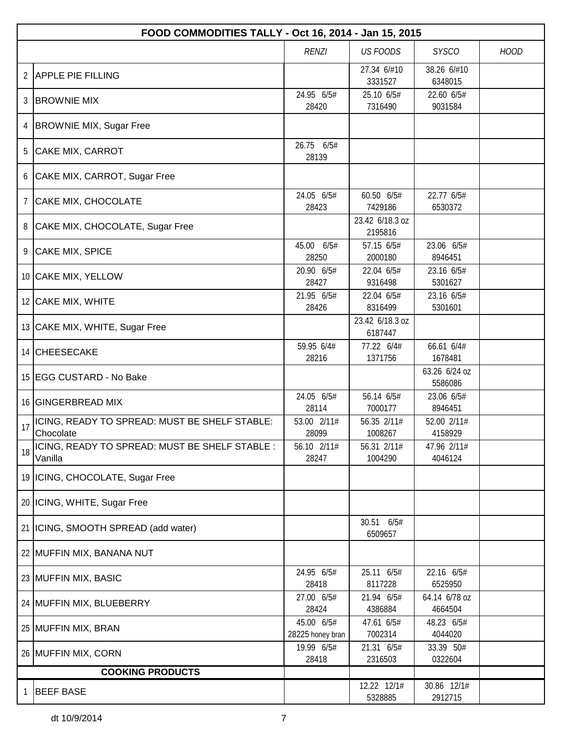| | FOOD COMMODITIES TALLY - Oct 16, 2014 - Jan 15, 2015 | | | | |
|---|---|---|---|---|---|
| | | *RENZI* | *US FOODS* | *SYSCO* | *HOOD* |
| 2 | APPLE PIE FILLING | | 27.34 6/#10 3331527 | 38.26 6/#10 6348015 | |
| 3 | BROWNIE MIX | 24.95 6/5# 28420 | 25.10 6/5# 7316490 | 22.60 6/5# 9031584 | |
| 4 | BROWNIE MIX, Sugar Free | | | | |
| 5 | CAKE MIX, CARROT | 26.75 6/5# 28139 | | | |
| 6 | CAKE MIX, CARROT, Sugar Free | | | | |
| 7 | CAKE MIX, CHOCOLATE | 24.05 6/5# 28423 | 60.50 6/5# 7429186 | 22.77 6/5# 6530372 | |
| 8 | CAKE MIX, CHOCOLATE, Sugar Free | | 23.42 6/18.3 oz 2195816 | | |
| 9 | CAKE MIX, SPICE | 45.00 6/5# 28250 | 57.15 6/5# 2000180 | 23.06 6/5# 8946451 | |
| 10 | CAKE MIX, YELLOW | 20.90 6/5# 28427 | 22.04 6/5# 9316498 | 23.16 6/5# 5301627 | |
| 12 | CAKE MIX, WHITE | 21.95 6/5# 28426 | 22.04 6/5# 8316499 | 23.16 6/5# 5301601 | |
| 13 | CAKE MIX, WHITE, Sugar Free | | 23.42 6/18.3 oz 6187447 | | |
| 14 | CHEESECAKE | 59.95 6/4# 28216 | 77.22 6/4# 1371756 | 66.61 6/4# 1678481 | |
| 15 | EGG CUSTARD - No Bake | | | 63.26 6/24 oz 5586086 | |
| 16 | GINGERBREAD MIX | 24.05 6/5# 28114 | 56.14 6/5# 7000177 | 23.06 6/5# 8946451 | |
| 17 | ICING, READY TO SPREAD: MUST BE SHELF STABLE: Chocolate | 53.00 2/11# 28099 | 56.35 2/11# 1008267 | 52.00 2/11# 4158929 | |
| 18 | ICING, READY TO SPREAD: MUST BE SHELF STABLE : Vanilla | 56.10 2/11# 28247 | 56.31 2/11# 1004290 | 47.96 2/11# 4046124 | |
| 19 | ICING, CHOCOLATE, Sugar Free | | | | |
| 20 | ICING, WHITE, Sugar Free | | | | |
| 21 | ICING, SMOOTH SPREAD (add water) | | 30.51 6/5# 6509657 | | |
| 22 | MUFFIN MIX, BANANA NUT | | | | |
| 23 | MUFFIN MIX, BASIC | 24.95 6/5# 28418 | 25.11 6/5# 8117228 | 22.16 6/5# 6525950 | |
| 24 | MUFFIN MIX, BLUEBERRY | 27.00 6/5# 28424 | 21.94 6/5# 4386884 | 64.14 6/78 oz 4664504 | |
| 25 | MUFFIN MIX, BRAN | 45.00 6/5# 28225 honey bran | 47.61 6/5# 7002314 | 48.23 6/5# 4044020 | |
| 26 | MUFFIN MIX, CORN | 19.99 6/5# 28418 | 21.31 6/5# 2316503 | 33.39 50# 0322604 | |
| | **COOKING PRODUCTS** | | | | |
| 1 | BEEF BASE | | 12.22 12/1# 5328885 | 30.86 12/1# 2912715 | |

dt 10/9/2014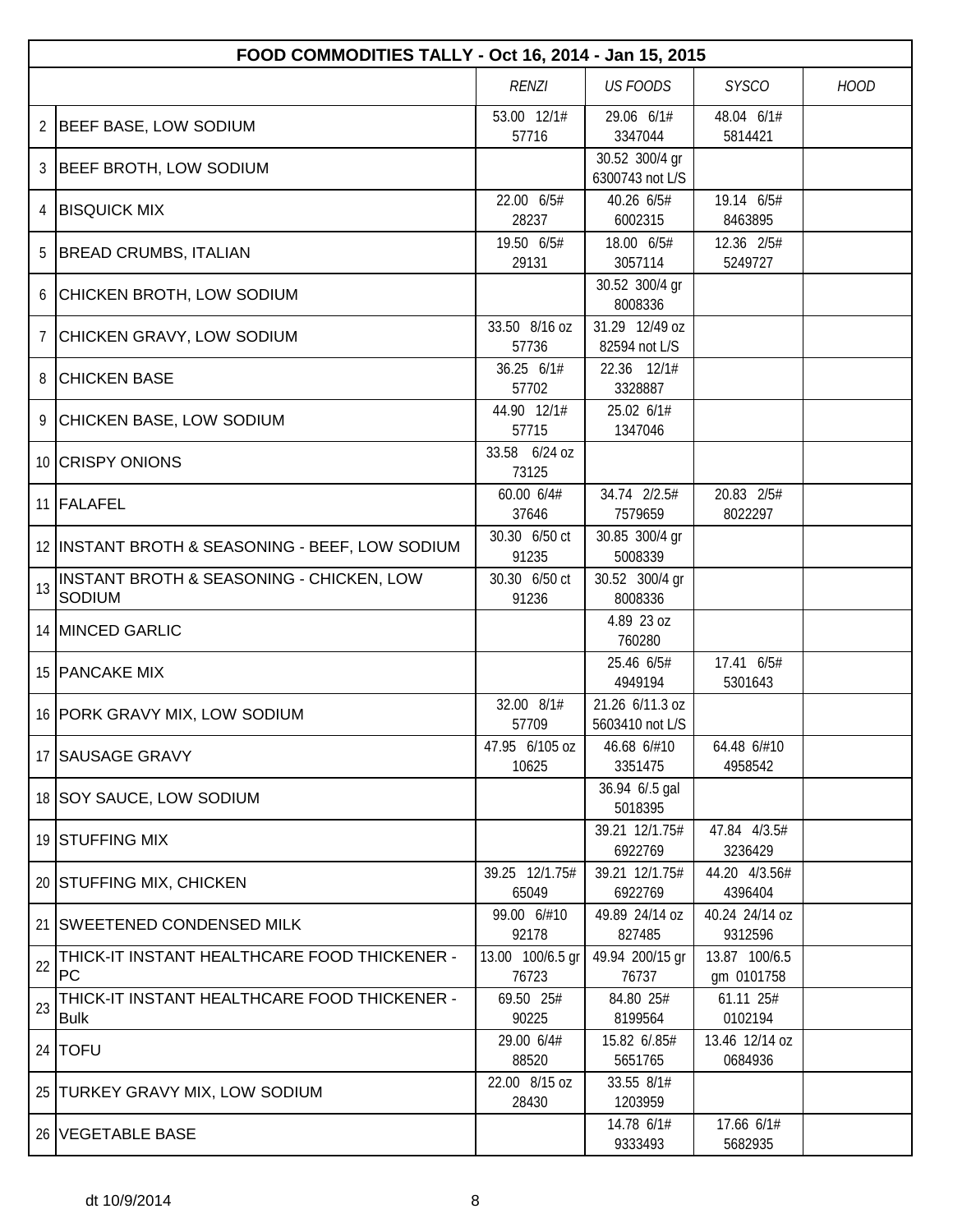# FOOD COMMODITIES TALLY - Oct 16, 2014 - Jan 15, 2015

| | | *RENZI* | *US FOODS* | *SYSCO* | *HOOD* |
|---|---|---|---|---|---|
| 2 | BEEF BASE, LOW SODIUM | 53.00 12/1# 57716 | 29.06 6/1# 3347044 | 48.04 6/1# 5814421 | |
| 3 | BEEF BROTH, LOW SODIUM | | 30.52 300/4 gr 6300743 not L/S | | |
| 4 | BISQUICK MIX | 22.00 6/5# 28237 | 40.26 6/5# 6002315 | 19.14 6/5# 8463895 | |
| 5 | BREAD CRUMBS, ITALIAN | 19.50 6/5# 29131 | 18.00 6/5# 3057114 | 12.36 2/5# 5249727 | |
| 6 | CHICKEN BROTH, LOW SODIUM | | 30.52 300/4 gr 8008336 | | |
| 7 | CHICKEN GRAVY, LOW SODIUM | 33.50 8/16 oz 57736 | 31.29 12/49 oz 82594 not L/S | | |
| 8 | CHICKEN BASE | 36.25 6/1# 57702 | 22.36 12/1# 3328887 | | |
| 9 | CHICKEN BASE, LOW SODIUM | 44.90 12/1# 57715 | 25.02 6/1# 1347046 | | |
| 10 | CRISPY ONIONS | 33.58 6/24 oz 73125 | | | |
| 11 | FALAFEL | 60.00 6/4# 37646 | 34.74 2/2.5# 7579659 | 20.83 2/5# 8022297 | |
| 12 | INSTANT BROTH & SEASONING - BEEF, LOW SODIUM | 30.30 6/50 ct 91235 | 30.85 300/4 gr 5008339 | | |
| 13 | INSTANT BROTH & SEASONING - CHICKEN, LOW SODIUM | 30.30 6/50 ct 91236 | 30.52 300/4 gr 8008336 | | |
| 14 | MINCED GARLIC | | 4.89 23 oz 760280 | | |
| 15 | PANCAKE MIX | | 25.46 6/5# 4949194 | 17.41 6/5# 5301643 | |
| 16 | PORK GRAVY MIX, LOW SODIUM | 32.00 8/1# 57709 | 21.26 6/11.3 oz 5603410 not L/S | | |
| 17 | SAUSAGE GRAVY | 47.95 6/105 oz 10625 | 46.68 6/#10 3351475 | 64.48 6/#10 4958542 | |
| 18 | SOY SAUCE, LOW SODIUM | | 36.94 6/.5 gal 5018395 | | |
| 19 | STUFFING MIX | | 39.21 12/1.75# 6922769 | 47.84 4/3.5# 3236429 | |
| 20 | STUFFING MIX, CHICKEN | 39.25 12/1.75# 65049 | 39.21 12/1.75# 6922769 | 44.20 4/3.56# 4396404 | |
| 21 | SWEETENED CONDENSED MILK | 99.00 6/#10 92178 | 49.89 24/14 oz 827485 | 40.24 24/14 oz 9312596 | |
| 22 | THICK-IT INSTANT HEALTHCARE FOOD THICKENER - PC | 13.00 100/6.5 gr 76723 | 49.94 200/15 gr 76737 | 13.87 100/6.5 gm 0101758 | |
| 23 | THICK-IT INSTANT HEALTHCARE FOOD THICKENER - Bulk | 69.50 25# 90225 | 84.80 25# 8199564 | 61.11 25# 0102194 | |
| 24 | TOFU | 29.00 6/4# 88520 | 15.82 6/.85# 5651765 | 13.46 12/14 oz 0684936 | |
| 25 | TURKEY GRAVY MIX, LOW SODIUM | 22.00 8/15 oz 28430 | 33.55 8/1# 1203959 | | |
| 26 | VEGETABLE BASE | | 14.78 6/1# 9333493 | 17.66 6/1# 5682935 | |

dt 10/9/2014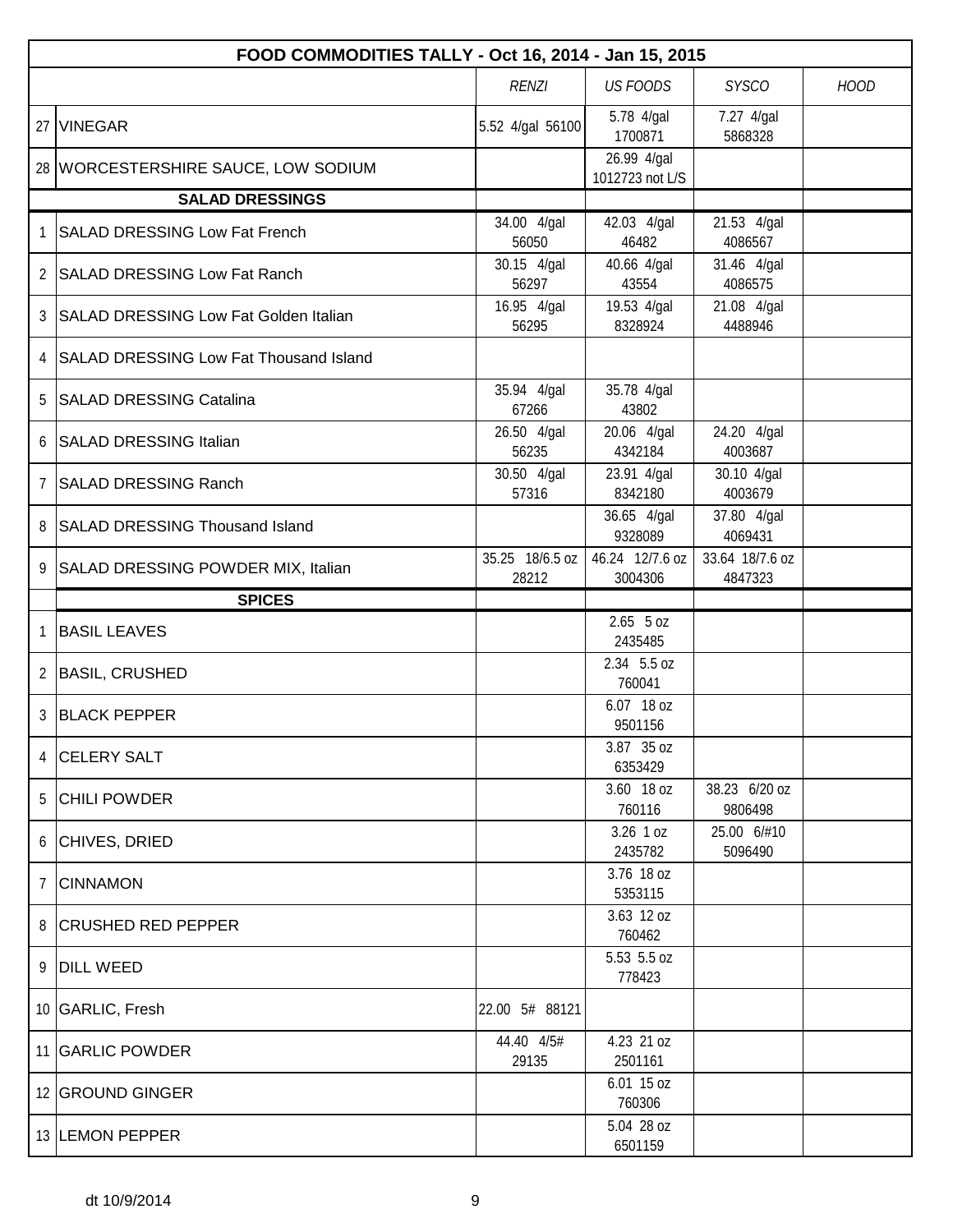| FOOD COMMODITIES TALLY - Oct 16, 2014 - Jan 15, 2015 | | | | | |
|---|---|---|---|---|---|
| | | *RENZI* | *US FOODS* | *SYSCO* | *HOOD* |
| 27 | VINEGAR | 5.52 4/gal 56100 | 5.78 4/gal 1700871 | 7.27 4/gal 5868328 | |
| 28 | WORCESTERSHIRE SAUCE, LOW SODIUM | | 26.99 4/gal 1012723 not L/S | | |
| | **SALAD DRESSINGS** | | | | |
| 1 | SALAD DRESSING Low Fat French | 34.00 4/gal 56050 | 42.03 4/gal 46482 | 21.53 4/gal 4086567 | |
| 2 | SALAD DRESSING Low Fat Ranch | 30.15 4/gal 56297 | 40.66 4/gal 43554 | 31.46 4/gal 4086575 | |
| 3 | SALAD DRESSING Low Fat Golden Italian | 16.95 4/gal 56295 | 19.53 4/gal 8328924 | 21.08 4/gal 4488946 | |
| 4 | SALAD DRESSING Low Fat Thousand Island | | | | |
| 5 | SALAD DRESSING Catalina | 35.94 4/gal 67266 | 35.78 4/gal 43802 | | |
| 6 | SALAD DRESSING Italian | 26.50 4/gal 56235 | 20.06 4/gal 4342184 | 24.20 4/gal 4003687 | |
| 7 | SALAD DRESSING Ranch | 30.50 4/gal 57316 | 23.91 4/gal 8342180 | 30.10 4/gal 4003679 | |
| 8 | SALAD DRESSING Thousand Island | | 36.65 4/gal 9328089 | 37.80 4/gal 4069431 | |
| 9 | SALAD DRESSING POWDER MIX, Italian | 35.25 18/6.5 oz 28212 | 46.24 12/7.6 oz 3004306 | 33.64 18/7.6 oz 4847323 | |
| | **SPICES** | | | | |
| 1 | BASIL LEAVES | | 2.65 5 oz 2435485 | | |
| 2 | BASIL, CRUSHED | | 2.34 5.5 oz 760041 | | |
| 3 | BLACK PEPPER | | 6.07 18 oz 9501156 | | |
| 4 | CELERY SALT | | 3.87 35 oz 6353429 | | |
| 5 | CHILI POWDER | | 3.60 18 oz 760116 | 38.23 6/20 oz 9806498 | |
| 6 | CHIVES, DRIED | | 3.26 1 oz 2435782 | 25.00 6/#10 5096490 | |
| 7 | CINNAMON | | 3.76 18 oz 5353115 | | |
| 8 | CRUSHED RED PEPPER | | 3.63 12 oz 760462 | | |
| 9 | DILL WEED | | 5.53 5.5 oz 778423 | | |
| 10 | GARLIC, Fresh | 22.00 5# 88121 | | | |
| 11 | GARLIC POWDER | 44.40 4/5# 29135 | 4.23 21 oz 2501161 | | |
| 12 | GROUND GINGER | | 6.01 15 oz 760306 | | |
| 13 | LEMON PEPPER | | 5.04 28 oz 6501159 | | |

dt 10/9/2014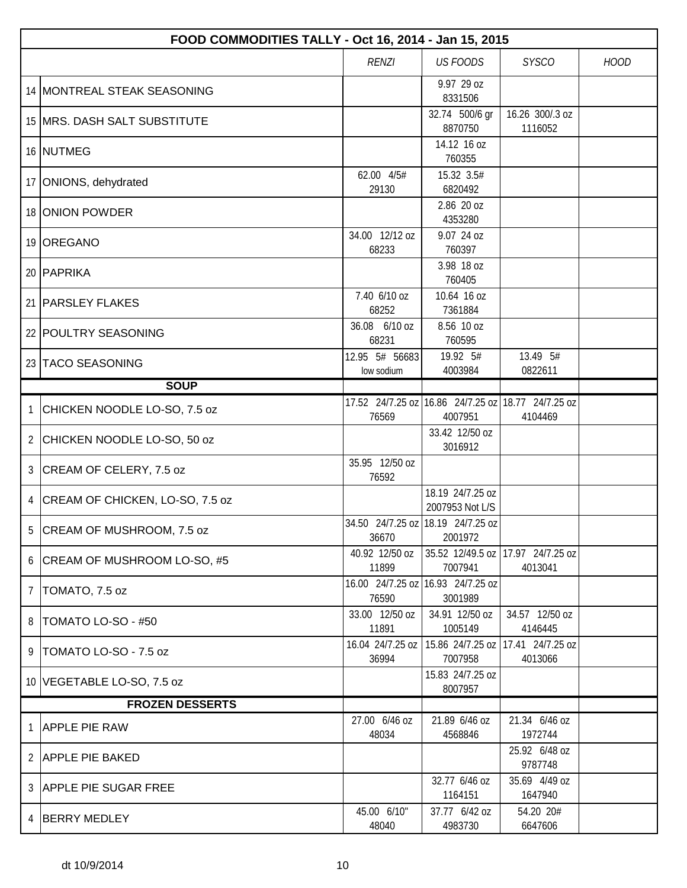| FOOD COMMODITIES TALLY - Oct 16, 2014 - Jan 15, 2015 | | | | | |
|---|---|---|---|---|---|
| | | *RENZI* | *US FOODS* | *SYSCO* | *HOOD* |
| 14 | MONTREAL STEAK SEASONING | | 9.97 29 oz 8331506 | | |
| 15 | MRS. DASH SALT SUBSTITUTE | | 32.74 500/6 gr 8870750 | 16.26 300/.3 oz 1116052 | |
| 16 | NUTMEG | | 14.12 16 oz 760355 | | |
| 17 | ONIONS, dehydrated | 62.00 4/5# 29130 | 15.32 3.5# 6820492 | | |
| 18 | ONION POWDER | | 2.86 20 oz 4353280 | | |
| 19 | OREGANO | 34.00 12/12 oz 68233 | 9.07 24 oz 760397 | | |
| 20 | PAPRIKA | | 3.98 18 oz 760405 | | |
| 21 | PARSLEY FLAKES | 7.40 6/10 oz 68252 | 10.64 16 oz 7361884 | | |
| 22 | POULTRY SEASONING | 36.08 6/10 oz 68231 | 8.56 10 oz 760595 | | |
| 23 | TACO SEASONING | 12.95 5# 56683 low sodium | 19.92 5# 4003984 | 13.49 5# 0822611 | |
| | **SOUP** | | | | |
| 1 | CHICKEN NOODLE LO-SO, 7.5 oz | 17.52 24/7.25 oz 76569 | 16.86 24/7.25 oz 4007951 | 18.77 24/7.25 oz 4104469 | |
| 2 | CHICKEN NOODLE LO-SO, 50 oz | | 33.42 12/50 oz 3016912 | | |
| 3 | CREAM OF CELERY, 7.5 oz | 35.95 12/50 oz 76592 | | | |
| 4 | CREAM OF CHICKEN, LO-SO, 7.5 oz | | 18.19 24/7.25 oz 2007953 Not L/S | | |
| 5 | CREAM OF MUSHROOM, 7.5 oz | 34.50 24/7.25 oz 36670 | 18.19 24/7.25 oz 2001972 | | |
| 6 | CREAM OF MUSHROOM LO-SO, #5 | 40.92 12/50 oz 11899 | 35.52 12/49.5 oz 7007941 | 17.97 24/7.25 oz 4013041 | |
| 7 | TOMATO, 7.5 oz | 16.00 24/7.25 oz 76590 | 16.93 24/7.25 oz 3001989 | | |
| 8 | TOMATO LO-SO - #50 | 33.00 12/50 oz 11891 | 34.91 12/50 oz 1005149 | 34.57 12/50 oz 4146445 | |
| 9 | TOMATO LO-SO - 7.5 oz | 16.04 24/7.25 oz 36994 | 15.86 24/7.25 oz 7007958 | 17.41 24/7.25 oz 4013066 | |
| 10 | VEGETABLE LO-SO, 7.5 oz | | 15.83 24/7.25 oz 8007957 | | |
| | **FROZEN DESSERTS** | | | | |
| 1 | APPLE PIE RAW | 27.00 6/46 oz 48034 | 21.89 6/46 oz 4568846 | 21.34 6/46 oz 1972744 | |
| 2 | APPLE PIE BAKED | | | 25.92 6/48 oz 9787748 | |
| 3 | APPLE PIE SUGAR FREE | | 32.77 6/46 oz 1164151 | 35.69 4/49 oz 1647940 | |
| 4 | BERRY MEDLEY | 45.00 6/10" 48040 | 37.77 6/42 oz 4983730 | 54.20 20# 6647606 | |

dt 10/9/2014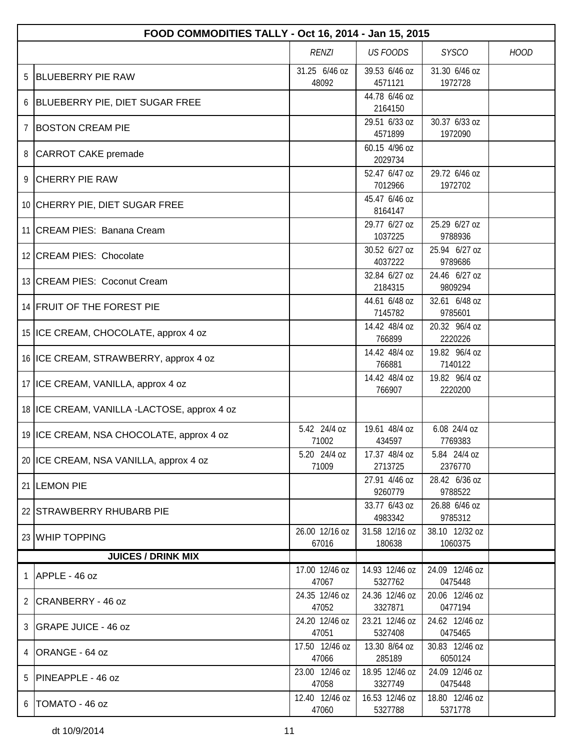| | FOOD COMMODITIES TALLY - Oct 16, 2014 - Jan 15, 2015 | | | | |
|---|---|---|---|---|---|
| | | *RENZI* | *US FOODS* | *SYSCO* | *HOOD* |
| 5 | BLUEBERRY PIE RAW | 31.25 6/46 oz 48092 | 39.53 6/46 oz 4571121 | 31.30 6/46 oz 1972728 | |
| 6 | BLUEBERRY PIE, DIET SUGAR FREE | | 44.78 6/46 oz 2164150 | | |
| 7 | BOSTON CREAM PIE | | 29.51 6/33 oz 4571899 | 30.37 6/33 oz 1972090 | |
| 8 | CARROT CAKE premade | | 60.15 4/96 oz 2029734 | | |
| 9 | CHERRY PIE RAW | | 52.47 6/47 oz 7012966 | 29.72 6/46 oz 1972702 | |
| 10 | CHERRY PIE, DIET SUGAR FREE | | 45.47 6/46 oz 8164147 | | |
| 11 | CREAM PIES: Banana Cream | | 29.77 6/27 oz 1037225 | 25.29 6/27 oz 9788936 | |
| 12 | CREAM PIES: Chocolate | | 30.52 6/27 oz 4037222 | 25.94 6/27 oz 9789686 | |
| 13 | CREAM PIES: Coconut Cream | | 32.84 6/27 oz 2184315 | 24.46 6/27 oz 9809294 | |
| 14 | FRUIT OF THE FOREST PIE | | 44.61 6/48 oz 7145782 | 32.61 6/48 oz 9785601 | |
| 15 | ICE CREAM, CHOCOLATE, approx 4 oz | | 14.42 48/4 oz 766899 | 20.32 96/4 oz 2220226 | |
| 16 | ICE CREAM, STRAWBERRY, approx 4 oz | | 14.42 48/4 oz 766881 | 19.82 96/4 oz 7140122 | |
| 17 | ICE CREAM, VANILLA, approx 4 oz | | 14.42 48/4 oz 766907 | 19.82 96/4 oz 2220200 | |
| 18 | ICE CREAM, VANILLA -LACTOSE, approx 4 oz | | | | |
| 19 | ICE CREAM, NSA CHOCOLATE, approx 4 oz | 5.42 24/4 oz 71002 | 19.61 48/4 oz 434597 | 6.08 24/4 oz 7769383 | |
| 20 | ICE CREAM, NSA VANILLA, approx 4 oz | 5.20 24/4 oz 71009 | 17.37 48/4 oz 2713725 | 5.84 24/4 oz 2376770 | |
| 21 | LEMON PIE | | 27.91 4/46 oz 9260779 | 28.42 6/36 oz 9788522 | |
| 22 | STRAWBERRY RHUBARB PIE | | 33.77 6/43 oz 4983342 | 26.88 6/46 oz 9785312 | |
| 23 | WHIP TOPPING | 26.00 12/16 oz 67016 | 31.58 12/16 oz 180638 | 38.10 12/32 oz 1060375 | |
| | **JUICES / DRINK MIX** | | | | |
| 1 | APPLE - 46 oz | 17.00 12/46 oz 47067 | 14.93 12/46 oz 5327762 | 24.09 12/46 oz 0475448 | |
| 2 | CRANBERRY - 46 oz | 24.35 12/46 oz 47052 | 24.36 12/46 oz 3327871 | 20.06 12/46 oz 0477194 | |
| 3 | GRAPE JUICE - 46 oz | 24.20 12/46 oz 47051 | 23.21 12/46 oz 5327408 | 24.62 12/46 oz 0475465 | |
| 4 | ORANGE - 64 oz | 17.50 12/46 oz 47066 | 13.30 8/64 oz 285189 | 30.83 12/46 oz 6050124 | |
| 5 | PINEAPPLE - 46 oz | 23.00 12/46 oz 47058 | 18.95 12/46 oz 3327749 | 24.09 12/46 oz 0475448 | |
| 6 | TOMATO - 46 oz | 12.40 12/46 oz 47060 | 16.53 12/46 oz 5327788 | 18.80 12/46 oz 5371778 | |

dt 10/9/2014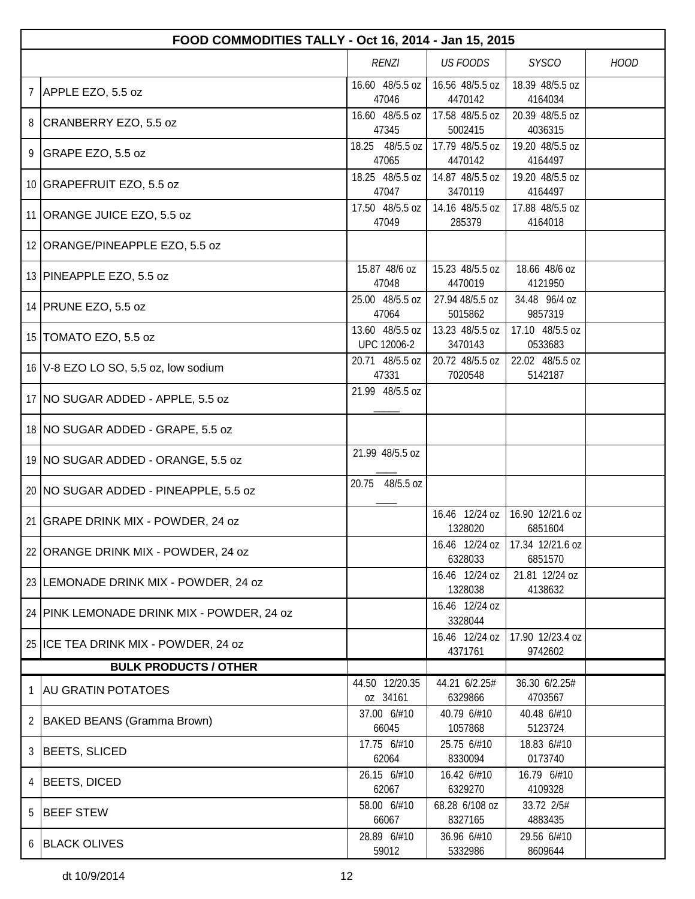| | FOOD COMMODITIES TALLY - Oct 16, 2014 - Jan 15, 2015 | | | | |
|---|---|---|---|---|---|
| | | *RENZI* | *US FOODS* | *SYSCO* | *HOOD* |
| 7 | APPLE EZO, 5.5 oz | 16.60 48/5.5 oz 47046 | 16.56 48/5.5 oz 4470142 | 18.39 48/5.5 oz 4164034 | |
| 8 | CRANBERRY EZO, 5.5 oz | 16.60 48/5.5 oz 47345 | 17.58 48/5.5 oz 5002415 | 20.39 48/5.5 oz 4036315 | |
| 9 | GRAPE EZO, 5.5 oz | 18.25 48/5.5 oz 47065 | 17.79 48/5.5 oz 4470142 | 19.20 48/5.5 oz 4164497 | |
| 10 | GRAPEFRUIT EZO, 5.5 oz | 18.25 48/5.5 oz 47047 | 14.87 48/5.5 oz 3470119 | 19.20 48/5.5 oz 4164497 | |
| 11 | ORANGE JUICE EZO, 5.5 oz | 17.50 48/5.5 oz 47049 | 14.16 48/5.5 oz 285379 | 17.88 48/5.5 oz 4164018 | |
| 12 | ORANGE/PINEAPPLE EZO, 5.5 oz | | | | |
| 13 | PINEAPPLE EZO, 5.5 oz | 15.87 48/6 oz 47048 | 15.23 48/5.5 oz 4470019 | 18.66 48/6 oz 4121950 | |
| 14 | PRUNE EZO, 5.5 oz | 25.00 48/5.5 oz 47064 | 27.94 48/5.5 oz 5015862 | 34.48 96/4 oz 9857319 | |
| 15 | TOMATO EZO, 5.5 oz | 13.60 48/5.5 oz UPC 12006-2 | 13.23 48/5.5 oz 3470143 | 17.10 48/5.5 oz 0533683 | |
| 16 | V-8 EZO LO SO, 5.5 oz, low sodium | 20.71 48/5.5 oz 47331 | 20.72 48/5.5 oz 7020548 | 22.02 48/5.5 oz 5142187 | |
| 17 | NO SUGAR ADDED - APPLE, 5.5 oz | 21.99 48/5.5 oz _____ | | | |
| 18 | NO SUGAR ADDED - GRAPE, 5.5 oz | | | | |
| 19 | NO SUGAR ADDED - ORANGE, 5.5 oz | 21.99 48/5.5 oz ____ | | | |
| 20 | NO SUGAR ADDED - PINEAPPLE, 5.5 oz | 20.75 48/5.5 oz ____ | | | |
| 21 | GRAPE DRINK MIX - POWDER, 24 oz | | 16.46 12/24 oz 1328020 | 16.90 12/21.6 oz 6851604 | |
| 22 | ORANGE DRINK MIX - POWDER, 24 oz | | 16.46 12/24 oz 6328033 | 17.34 12/21.6 oz 6851570 | |
| 23 | LEMONADE DRINK MIX - POWDER, 24 oz | | 16.46 12/24 oz 1328038 | 21.81 12/24 oz 4138632 | |
| 24 | PINK LEMONADE DRINK MIX - POWDER, 24 oz | | 16.46 12/24 oz 3328044 | | |
| 25 | ICE TEA DRINK MIX - POWDER, 24 oz | | 16.46 12/24 oz 4371761 | 17.90 12/23.4 oz 9742602 | |
| | **BULK PRODUCTS / OTHER** | | | | |
| 1 | AU GRATIN POTATOES | 44.50 12/20.35 oz 34161 | 44.21 6/2.25# 6329866 | 36.30 6/2.25# 4703567 | |
| 2 | BAKED BEANS (Gramma Brown) | 37.00 6/#10 66045 | 40.79 6/#10 1057868 | 40.48 6/#10 5123724 | |
| 3 | BEETS, SLICED | 17.75 6/#10 62064 | 25.75 6/#10 8330094 | 18.83 6/#10 0173740 | |
| 4 | BEETS, DICED | 26.15 6/#10 62067 | 16.42 6/#10 6329270 | 16.79 6/#10 4109328 | |
| 5 | BEEF STEW | 58.00 6/#10 66067 | 68.28 6/108 oz 8327165 | 33.72 2/5# 4883435 | |
| 6 | BLACK OLIVES | 28.89 6/#10 59012 | 36.96 6/#10 5332986 | 29.56 6/#10 8609644 | |

dt 10/9/2014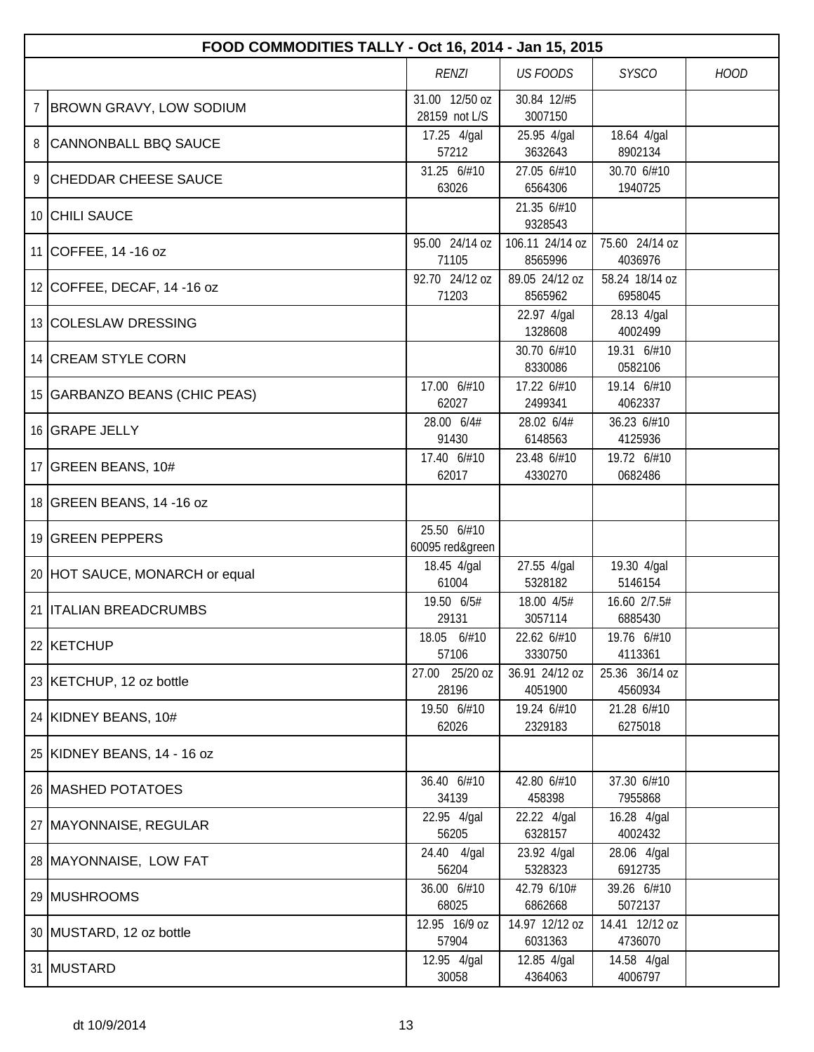| FOOD COMMODITIES TALLY - Oct 16, 2014 - Jan 15, 2015 | | | | | |
|---|---|---|---|---|---|
| | | *RENZI* | *US FOODS* | *SYSCO* | *HOOD* |
| 7 | BROWN GRAVY, LOW SODIUM | 31.00 12/50 oz<br>28159 not L/S | 30.84 12/#5<br>3007150 | | |
| 8 | CANNONBALL BBQ SAUCE | 17.25 4/gal<br>57212 | 25.95 4/gal<br>3632643 | 18.64 4/gal<br>8902134 | |
| 9 | CHEDDAR CHEESE SAUCE | 31.25 6/#10<br>63026 | 27.05 6/#10<br>6564306 | 30.70 6/#10<br>1940725 | |
| 10 | CHILI SAUCE | | 21.35 6/#10<br>9328543 | | |
| 11 | COFFEE, 14 -16 oz | 95.00 24/14 oz<br>71105 | 106.11 24/14 oz<br>8565996 | 75.60 24/14 oz<br>4036976 | |
| 12 | COFFEE, DECAF, 14 -16 oz | 92.70 24/12 oz<br>71203 | 89.05 24/12 oz<br>8565962 | 58.24 18/14 oz<br>6958045 | |
| 13 | COLESLAW DRESSING | | 22.97 4/gal<br>1328608 | 28.13 4/gal<br>4002499 | |
| 14 | CREAM STYLE CORN | | 30.70 6/#10<br>8330086 | 19.31 6/#10<br>0582106 | |
| 15 | GARBANZO BEANS (CHIC PEAS) | 17.00 6/#10<br>62027 | 17.22 6/#10<br>2499341 | 19.14 6/#10<br>4062337 | |
| 16 | GRAPE JELLY | 28.00 6/4#<br>91430 | 28.02 6/4#<br>6148563 | 36.23 6/#10<br>4125936 | |
| 17 | GREEN BEANS, 10# | 17.40 6/#10<br>62017 | 23.48 6/#10<br>4330270 | 19.72 6/#10<br>0682486 | |
| 18 | GREEN BEANS, 14 -16 oz | | | | |
| 19 | GREEN PEPPERS | 25.50 6/#10<br>60095 red&green | | | |
| 20 | HOT SAUCE, MONARCH or equal | 18.45 4/gal<br>61004 | 27.55 4/gal<br>5328182 | 19.30 4/gal<br>5146154 | |
| 21 | ITALIAN BREADCRUMBS | 19.50 6/5#<br>29131 | 18.00 4/5#<br>3057114 | 16.60 2/7.5#<br>6885430 | |
| 22 | KETCHUP | 18.05 6/#10<br>57106 | 22.62 6/#10<br>3330750 | 19.76 6/#10<br>4113361 | |
| 23 | KETCHUP, 12 oz bottle | 27.00 25/20 oz<br>28196 | 36.91 24/12 oz<br>4051900 | 25.36 36/14 oz<br>4560934 | |
| 24 | KIDNEY BEANS, 10# | 19.50 6/#10<br>62026 | 19.24 6/#10<br>2329183 | 21.28 6/#10<br>6275018 | |
| 25 | KIDNEY BEANS, 14 - 16 oz | | | | |
| 26 | MASHED POTATOES | 36.40 6/#10<br>34139 | 42.80 6/#10<br>458398 | 37.30 6/#10<br>7955868 | |
| 27 | MAYONNAISE, REGULAR | 22.95 4/gal<br>56205 | 22.22 4/gal<br>6328157 | 16.28 4/gal<br>4002432 | |
| 28 | MAYONNAISE, LOW FAT | 24.40 4/gal<br>56204 | 23.92 4/gal<br>5328323 | 28.06 4/gal<br>6912735 | |
| 29 | MUSHROOMS | 36.00 6/#10<br>68025 | 42.79 6/10#<br>6862668 | 39.26 6/#10<br>5072137 | |
| 30 | MUSTARD, 12 oz bottle | 12.95 16/9 oz<br>57904 | 14.97 12/12 oz<br>6031363 | 14.41 12/12 oz<br>4736070 | |
| 31 | MUSTARD | 12.95 4/gal<br>30058 | 12.85 4/gal<br>4364063 | 14.58 4/gal<br>4006797 | |

dt 10/9/2014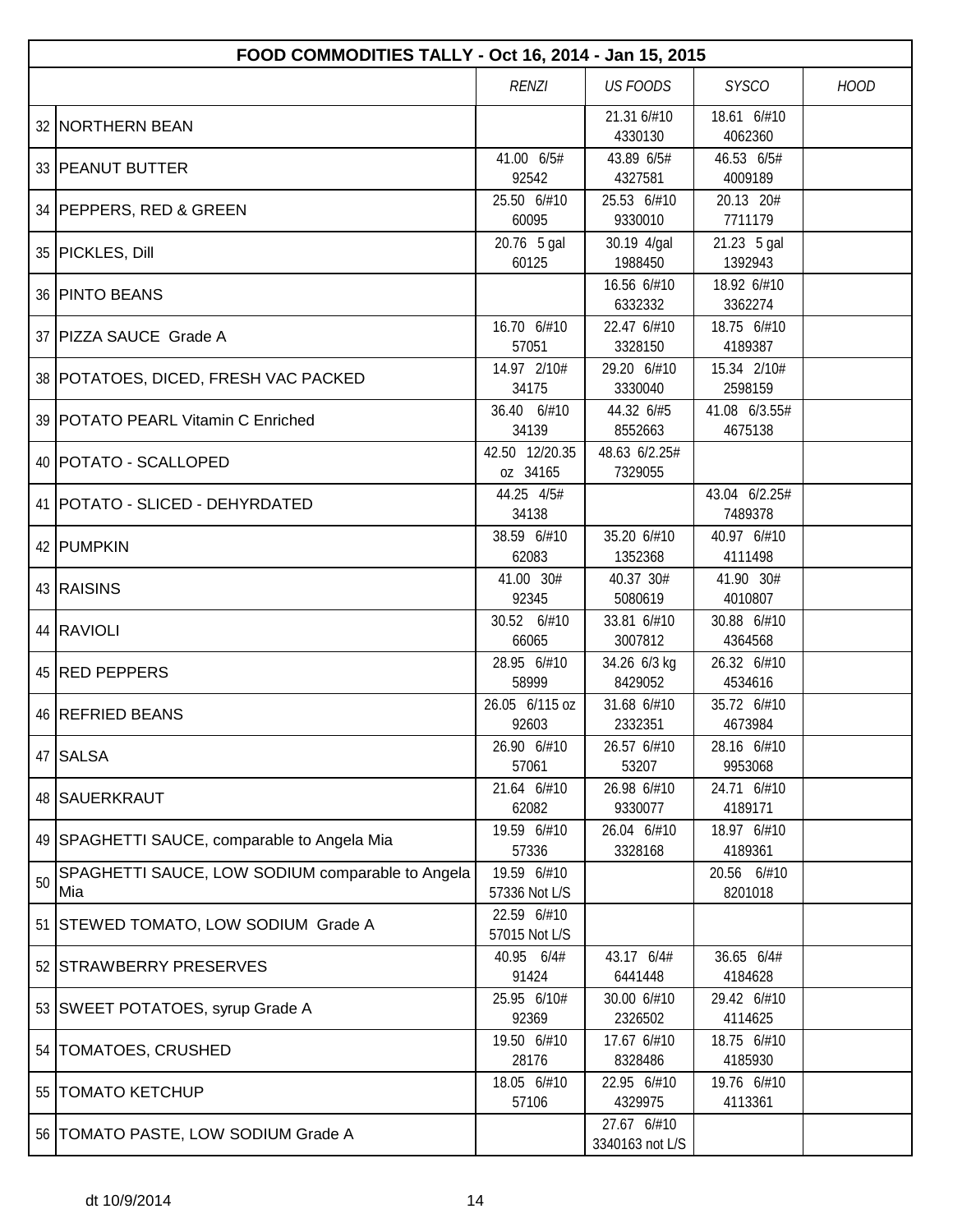| FOOD COMMODITIES TALLY - Oct 16, 2014 - Jan 15, 2015 | | | | | |
|---|---|---|---|---|---|
| | | *RENZI* | *US FOODS* | *SYSCO* | *HOOD* |
| 32 | NORTHERN BEAN | | 21.31 6/#10 4330130 | 18.61 6/#10 4062360 | |
| 33 | PEANUT BUTTER | 41.00 6/5# 92542 | 43.89 6/5# 4327581 | 46.53 6/5# 4009189 | |
| 34 | PEPPERS, RED & GREEN | 25.50 6/#10 60095 | 25.53 6/#10 9330010 | 20.13 20# 7711179 | |
| 35 | PICKLES, Dill | 20.76 5 gal 60125 | 30.19 4/gal 1988450 | 21.23 5 gal 1392943 | |
| 36 | PINTO BEANS | | 16.56 6/#10 6332332 | 18.92 6/#10 3362274 | |
| 37 | PIZZA SAUCE Grade A | 16.70 6/#10 57051 | 22.47 6/#10 3328150 | 18.75 6/#10 4189387 | |
| 38 | POTATOES, DICED, FRESH VAC PACKED | 14.97 2/10# 34175 | 29.20 6/#10 3330040 | 15.34 2/10# 2598159 | |
| 39 | POTATO PEARL Vitamin C Enriched | 36.40 6/#10 34139 | 44.32 6/#5 8552663 | 41.08 6/3.55# 4675138 | |
| 40 | POTATO - SCALLOPED | 42.50 12/20.35 oz 34165 | 48.63 6/2.25# 7329055 | | |
| 41 | POTATO - SLICED - DEHYRDATED | 44.25 4/5# 34138 | | 43.04 6/2.25# 7489378 | |
| 42 | PUMPKIN | 38.59 6/#10 62083 | 35.20 6/#10 1352368 | 40.97 6/#10 4111498 | |
| 43 | RAISINS | 41.00 30# 92345 | 40.37 30# 5080619 | 41.90 30# 4010807 | |
| 44 | RAVIOLI | 30.52 6/#10 66065 | 33.81 6/#10 3007812 | 30.88 6/#10 4364568 | |
| 45 | RED PEPPERS | 28.95 6/#10 58999 | 34.26 6/3 kg 8429052 | 26.32 6/#10 4534616 | |
| 46 | REFRIED BEANS | 26.05 6/115 oz 92603 | 31.68 6/#10 2332351 | 35.72 6/#10 4673984 | |
| 47 | SALSA | 26.90 6/#10 57061 | 26.57 6/#10 53207 | 28.16 6/#10 9953068 | |
| 48 | SAUERKRAUT | 21.64 6/#10 62082 | 26.98 6/#10 9330077 | 24.71 6/#10 4189171 | |
| 49 | SPAGHETTI SAUCE, comparable to Angela Mia | 19.59 6/#10 57336 | 26.04 6/#10 3328168 | 18.97 6/#10 4189361 | |
| 50 | SPAGHETTI SAUCE, LOW SODIUM comparable to Angela Mia | 19.59 6/#10 57336 Not L/S | | 20.56 6/#10 8201018 | |
| 51 | STEWED TOMATO, LOW SODIUM Grade A | 22.59 6/#10 57015 Not L/S | | | |
| 52 | STRAWBERRY PRESERVES | 40.95 6/4# 91424 | 43.17 6/4# 6441448 | 36.65 6/4# 4184628 | |
| 53 | SWEET POTATOES, syrup Grade A | 25.95 6/10# 92369 | 30.00 6/#10 2326502 | 29.42 6/#10 4114625 | |
| 54 | TOMATOES, CRUSHED | 19.50 6/#10 28176 | 17.67 6/#10 8328486 | 18.75 6/#10 4185930 | |
| 55 | TOMATO KETCHUP | 18.05 6/#10 57106 | 22.95 6/#10 4329975 | 19.76 6/#10 4113361 | |
| 56 | TOMATO PASTE, LOW SODIUM Grade A | | 27.67 6/#10 3340163 not L/S | | |

dt 10/9/2014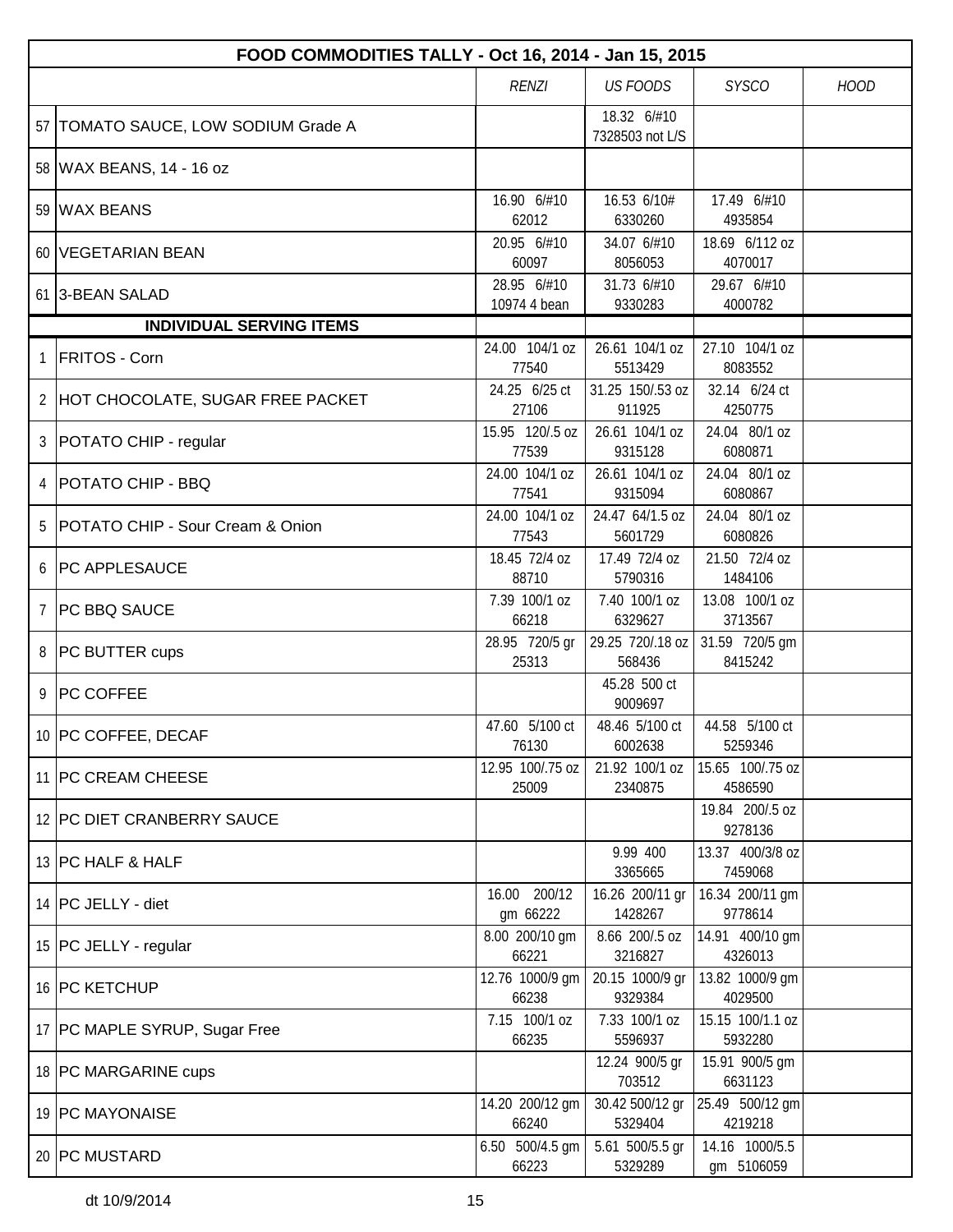| | FOOD COMMODITIES TALLY - Oct 16, 2014 - Jan 15, 2015 | | | | |
|---|---|---|---|---|---|
| | | *RENZI* | *US FOODS* | *SYSCO* | *HOOD* |
| 57 | TOMATO SAUCE, LOW SODIUM Grade A | | 18.32 6/#10 7328503 not L/S | | |
| 58 | WAX BEANS, 14 - 16 oz | | | | |
| 59 | WAX BEANS | 16.90 6/#10 62012 | 16.53 6/10# 6330260 | 17.49 6/#10 4935854 | |
| 60 | VEGETARIAN BEAN | 20.95 6/#10 60097 | 34.07 6/#10 8056053 | 18.69 6/112 oz 4070017 | |
| 61 | 3-BEAN SALAD | 28.95 6/#10 10974 4 bean | 31.73 6/#10 9330283 | 29.67 6/#10 4000782 | |
| | **INDIVIDUAL SERVING ITEMS** | | | | |
| 1 | FRITOS - Corn | 24.00 104/1 oz 77540 | 26.61 104/1 oz 5513429 | 27.10 104/1 oz 8083552 | |
| 2 | HOT CHOCOLATE, SUGAR FREE PACKET | 24.25 6/25 ct 27106 | 31.25 150/.53 oz 911925 | 32.14 6/24 ct 4250775 | |
| 3 | POTATO CHIP - regular | 15.95 120/.5 oz 77539 | 26.61 104/1 oz 9315128 | 24.04 80/1 oz 6080871 | |
| 4 | POTATO CHIP - BBQ | 24.00 104/1 oz 77541 | 26.61 104/1 oz 9315094 | 24.04 80/1 oz 6080867 | |
| 5 | POTATO CHIP - Sour Cream & Onion | 24.00 104/1 oz 77543 | 24.47 64/1.5 oz 5601729 | 24.04 80/1 oz 6080826 | |
| 6 | PC APPLESAUCE | 18.45 72/4 oz 88710 | 17.49 72/4 oz 5790316 | 21.50 72/4 oz 1484106 | |
| 7 | PC BBQ SAUCE | 7.39 100/1 oz 66218 | 7.40 100/1 oz 6329627 | 13.08 100/1 oz 3713567 | |
| 8 | PC BUTTER cups | 28.95 720/5 gr 25313 | 29.25 720/.18 oz 568436 | 31.59 720/5 gm 8415242 | |
| 9 | PC COFFEE | | 45.28 500 ct 9009697 | | |
| 10 | PC COFFEE, DECAF | 47.60 5/100 ct 76130 | 48.46 5/100 ct 6002638 | 44.58 5/100 ct 5259346 | |
| 11 | PC CREAM CHEESE | 12.95 100/.75 oz 25009 | 21.92 100/1 oz 2340875 | 15.65 100/.75 oz 4586590 | |
| 12 | PC DIET CRANBERRY SAUCE | | | 19.84 200/.5 oz 9278136 | |
| 13 | PC HALF & HALF | | 9.99 400 3365665 | 13.37 400/3/8 oz 7459068 | |
| 14 | PC JELLY - diet | 16.00 200/12 gm 66222 | 16.26 200/11 gr 1428267 | 16.34 200/11 gm 9778614 | |
| 15 | PC JELLY - regular | 8.00 200/10 gm 66221 | 8.66 200/.5 oz 3216827 | 14.91 400/10 gm 4326013 | |
| 16 | PC KETCHUP | 12.76 1000/9 gm 66238 | 20.15 1000/9 gr 9329384 | 13.82 1000/9 gm 4029500 | |
| 17 | PC MAPLE SYRUP, Sugar Free | 7.15 100/1 oz 66235 | 7.33 100/1 oz 5596937 | 15.15 100/1.1 oz 5932280 | |
| 18 | PC MARGARINE cups | | 12.24 900/5 gr 703512 | 15.91 900/5 gm 6631123 | |
| 19 | PC MAYONAISE | 14.20 200/12 gm 66240 | 30.42 500/12 gr 5329404 | 25.49 500/12 gm 4219218 | |
| 20 | PC MUSTARD | 6.50 500/4.5 gm 66223 | 5.61 500/5.5 gr 5329289 | 14.16 1000/5.5 gm 5106059 | |

dt 10/9/2014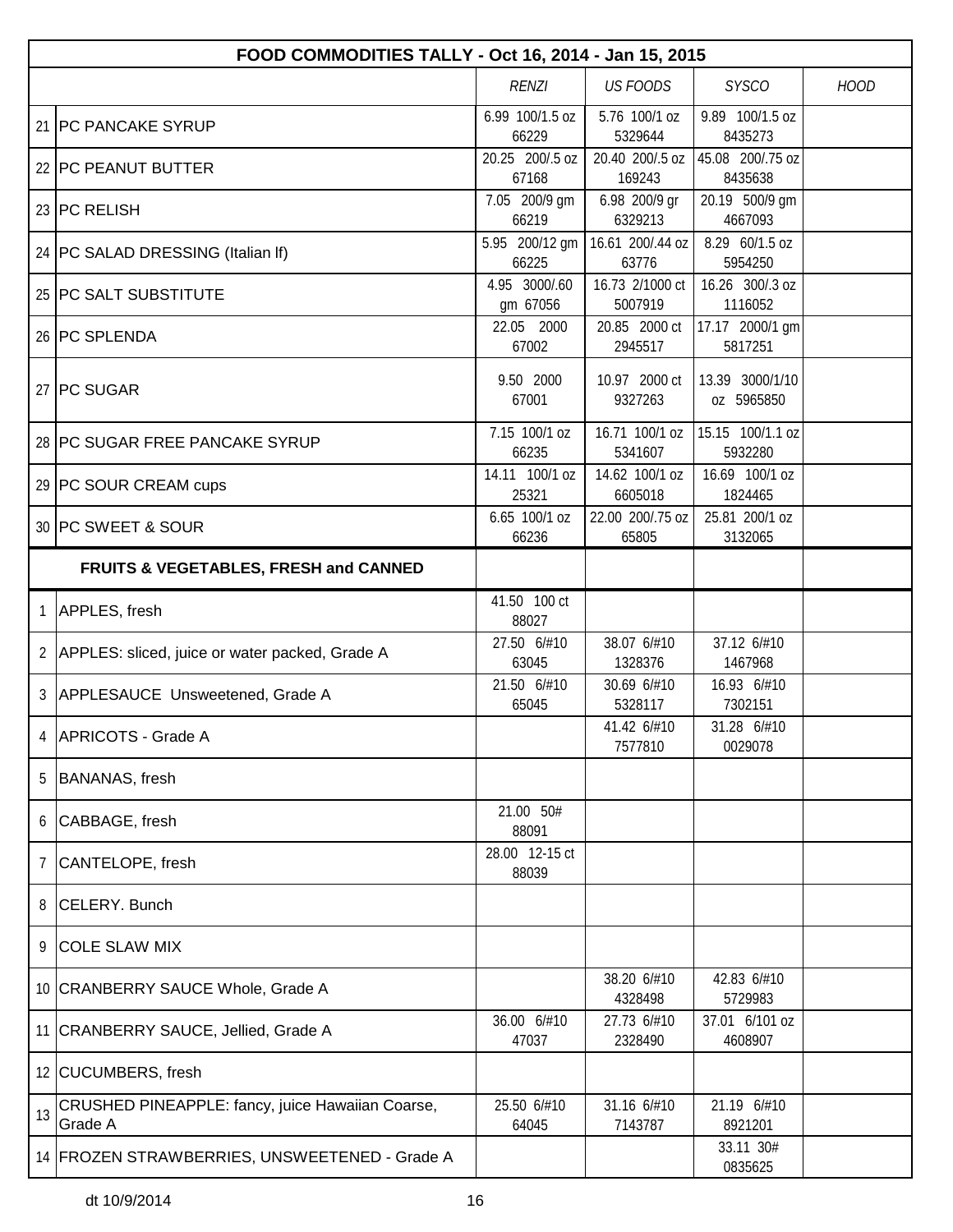| FOOD COMMODITIES TALLY - Oct 16, 2014 - Jan 15, 2015 | | | | | | |
|---|---|---|---|---|---|---|
| | | *RENZI* | *US FOODS* | *SYSCO* | *HOOD* |
| 21 | PC PANCAKE SYRUP | 6.99 100/1.5 oz 66229 | 5.76 100/1 oz 5329644 | 9.89 100/1.5 oz 8435273 | |
| 22 | PC PEANUT BUTTER | 20.25 200/.5 oz 67168 | 20.40 200/.5 oz 169243 | 45.08 200/.75 oz 8435638 | |
| 23 | PC RELISH | 7.05 200/9 gm 66219 | 6.98 200/9 gr 6329213 | 20.19 500/9 gm 4667093 | |
| 24 | PC SALAD DRESSING (Italian lf) | 5.95 200/12 gm 66225 | 16.61 200/.44 oz 63776 | 8.29 60/1.5 oz 5954250 | |
| 25 | PC SALT SUBSTITUTE | 4.95 3000/.60 gm 67056 | 16.73 2/1000 ct 5007919 | 16.26 300/.3 oz 1116052 | |
| 26 | PC SPLENDA | 22.05 2000 67002 | 20.85 2000 ct 2945517 | 17.17 2000/1 gm 5817251 | |
| 27 | PC SUGAR | 9.50 2000 67001 | 10.97 2000 ct 9327263 | 13.39 3000/1/10 oz 5965850 | |
| 28 | PC SUGAR FREE PANCAKE SYRUP | 7.15 100/1 oz 66235 | 16.71 100/1 oz 5341607 | 15.15 100/1.1 oz 5932280 | |
| 29 | PC SOUR CREAM cups | 14.11 100/1 oz 25321 | 14.62 100/1 oz 6605018 | 16.69 100/1 oz 1824465 | |
| 30 | PC SWEET & SOUR | 6.65 100/1 oz 66236 | 22.00 200/.75 oz 65805 | 25.81 200/1 oz 3132065 | |
| | **FRUITS & VEGETABLES, FRESH and CANNED** | | | | |
| 1 | APPLES, fresh | 41.50 100 ct 88027 | | | |
| 2 | APPLES: sliced, juice or water packed, Grade A | 27.50 6/#10 63045 | 38.07 6/#10 1328376 | 37.12 6/#10 1467968 | |
| 3 | APPLESAUCE Unsweetened, Grade A | 21.50 6/#10 65045 | 30.69 6/#10 5328117 | 16.93 6/#10 7302151 | |
| 4 | APRICOTS - Grade A | | 41.42 6/#10 7577810 | 31.28 6/#10 0029078 | |
| 5 | BANANAS, fresh | | | | |
| 6 | CABBAGE, fresh | 21.00 50# 88091 | | | |
| 7 | CANTELOPE, fresh | 28.00 12-15 ct 88039 | | | |
| 8 | CELERY. Bunch | | | | |
| 9 | COLE SLAW MIX | | | | |
| 10 | CRANBERRY SAUCE Whole, Grade A | | 38.20 6/#10 4328498 | 42.83 6/#10 5729983 | |
| 11 | CRANBERRY SAUCE, Jellied, Grade A | 36.00 6/#10 47037 | 27.73 6/#10 2328490 | 37.01 6/101 oz 4608907 | |
| 12 | CUCUMBERS, fresh | | | | |
| 13 | CRUSHED PINEAPPLE: fancy, juice Hawaiian Coarse, Grade A | 25.50 6/#10 64045 | 31.16 6/#10 7143787 | 21.19 6/#10 8921201 | |
| 14 | FROZEN STRAWBERRIES, UNSWEETENED - Grade A | | | 33.11 30# 0835625 | |

dt 10/9/2014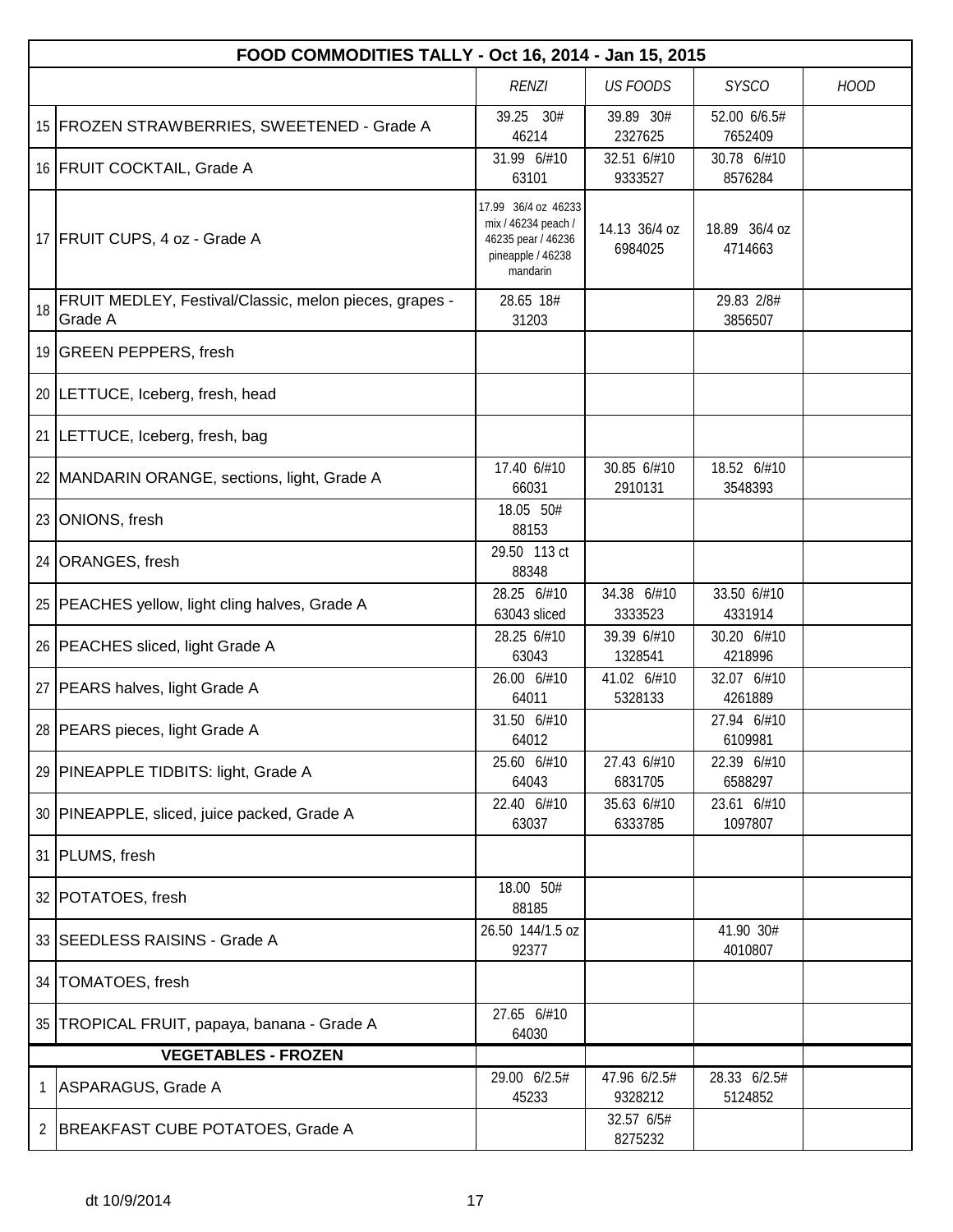| | FOOD COMMODITIES TALLY - Oct 16, 2014 - Jan 15, 2015 | | | | |
|---|---|---|---|---|---|
| | | *RENZI* | *US FOODS* | *SYSCO* | *HOOD* |
| 15 | FROZEN STRAWBERRIES, SWEETENED - Grade A | 39.25 30# 46214 | 39.89 30# 2327625 | 52.00 6/6.5# 7652409 | |
| 16 | FRUIT COCKTAIL, Grade A | 31.99 6/#10 63101 | 32.51 6/#10 9333527 | 30.78 6/#10 8576284 | |
| 17 | FRUIT CUPS, 4 oz - Grade A | 17.99 36/4 oz 46233 mix / 46234 peach / 46235 pear / 46236 pineapple / 46238 mandarin | 14.13 36/4 oz 6984025 | 18.89 36/4 oz 4714663 | |
| 18 | FRUIT MEDLEY, Festival/Classic, melon pieces, grapes - Grade A | 28.65 18# 31203 | | 29.83 2/8# 3856507 | |
| 19 | GREEN PEPPERS, fresh | | | | |
| 20 | LETTUCE, Iceberg, fresh, head | | | | |
| 21 | LETTUCE, Iceberg, fresh, bag | | | | |
| 22 | MANDARIN ORANGE, sections, light, Grade A | 17.40 6/#10 66031 | 30.85 6/#10 2910131 | 18.52 6/#10 3548393 | |
| 23 | ONIONS, fresh | 18.05 50# 88153 | | | |
| 24 | ORANGES, fresh | 29.50 113 ct 88348 | | | |
| 25 | PEACHES yellow, light cling halves, Grade A | 28.25 6/#10 63043 sliced | 34.38 6/#10 3333523 | 33.50 6/#10 4331914 | |
| 26 | PEACHES sliced, light Grade A | 28.25 6/#10 63043 | 39.39 6/#10 1328541 | 30.20 6/#10 4218996 | |
| 27 | PEARS halves, light Grade A | 26.00 6/#10 64011 | 41.02 6/#10 5328133 | 32.07 6/#10 4261889 | |
| 28 | PEARS pieces, light Grade A | 31.50 6/#10 64012 | | 27.94 6/#10 6109981 | |
| 29 | PINEAPPLE TIDBITS: light, Grade A | 25.60 6/#10 64043 | 27.43 6/#10 6831705 | 22.39 6/#10 6588297 | |
| 30 | PINEAPPLE, sliced, juice packed, Grade A | 22.40 6/#10 63037 | 35.63 6/#10 6333785 | 23.61 6/#10 1097807 | |
| 31 | PLUMS, fresh | | | | |
| 32 | POTATOES, fresh | 18.00 50# 88185 | | | |
| 33 | SEEDLESS RAISINS - Grade A | 26.50 144/1.5 oz 92377 | | 41.90 30# 4010807 | |
| 34 | TOMATOES, fresh | | | | |
| 35 | TROPICAL FRUIT, papaya, banana - Grade A | 27.65 6/#10 64030 | | | |
| | **VEGETABLES - FROZEN** | | | | |
| 1 | ASPARAGUS, Grade A | 29.00 6/2.5# 45233 | 47.96 6/2.5# 9328212 | 28.33 6/2.5# 5124852 | |
| 2 | BREAKFAST CUBE POTATOES, Grade A | | 32.57 6/5# 8275232 | | |

dt 10/9/2014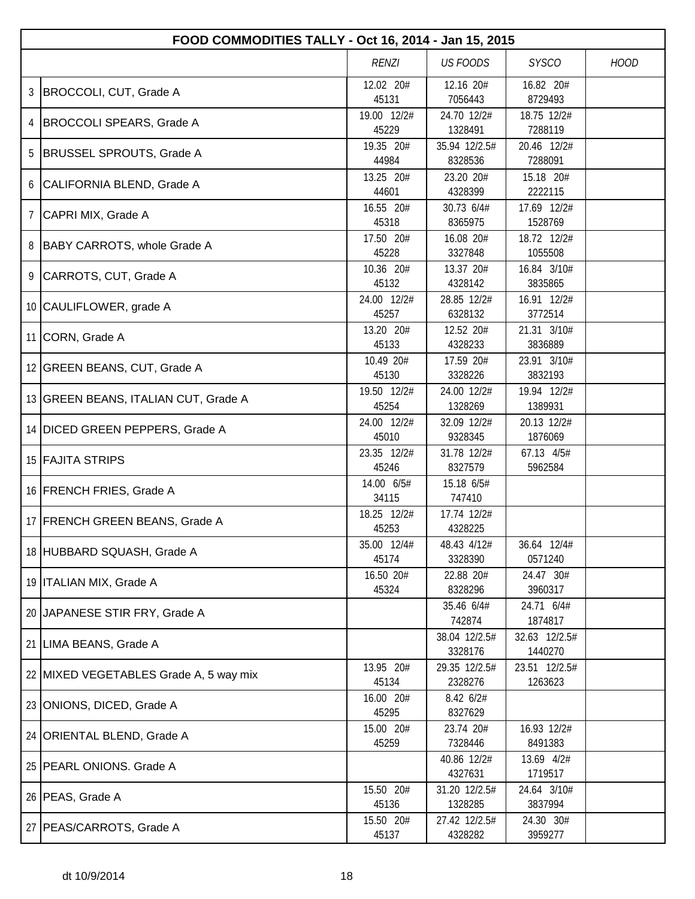| FOOD COMMODITIES TALLY - Oct 16, 2014 - Jan 15, 2015 | | | | | |
|---|---|---|---|---|---|
| | | *RENZI* | *US FOODS* | *SYSCO* | *HOOD* |
| 3 | BROCCOLI, CUT, Grade A | 12.02 20# 45131 | 12.16 20# 7056443 | 16.82 20# 8729493 | |
| 4 | BROCCOLI SPEARS, Grade A | 19.00 12/2# 45229 | 24.70 12/2# 1328491 | 18.75 12/2# 7288119 | |
| 5 | BRUSSEL SPROUTS, Grade A | 19.35 20# 44984 | 35.94 12/2.5# 8328536 | 20.46 12/2# 7288091 | |
| 6 | CALIFORNIA BLEND, Grade A | 13.25 20# 44601 | 23.20 20# 4328399 | 15.18 20# 2222115 | |
| 7 | CAPRI MIX, Grade A | 16.55 20# 45318 | 30.73 6/4# 8365975 | 17.69 12/2# 1528769 | |
| 8 | BABY CARROTS, whole Grade A | 17.50 20# 45228 | 16.08 20# 3327848 | 18.72 12/2# 1055508 | |
| 9 | CARROTS, CUT, Grade A | 10.36 20# 45132 | 13.37 20# 4328142 | 16.84 3/10# 3835865 | |
| 10 | CAULIFLOWER, grade A | 24.00 12/2# 45257 | 28.85 12/2# 6328132 | 16.91 12/2# 3772514 | |
| 11 | CORN, Grade A | 13.20 20# 45133 | 12.52 20# 4328233 | 21.31 3/10# 3836889 | |
| 12 | GREEN BEANS, CUT, Grade A | 10.49 20# 45130 | 17.59 20# 3328226 | 23.91 3/10# 3832193 | |
| 13 | GREEN BEANS, ITALIAN CUT, Grade A | 19.50 12/2# 45254 | 24.00 12/2# 1328269 | 19.94 12/2# 1389931 | |
| 14 | DICED GREEN PEPPERS, Grade A | 24.00 12/2# 45010 | 32.09 12/2# 9328345 | 20.13 12/2# 1876069 | |
| 15 | FAJITA STRIPS | 23.35 12/2# 45246 | 31.78 12/2# 8327579 | 67.13 4/5# 5962584 | |
| 16 | FRENCH FRIES, Grade A | 14.00 6/5# 34115 | 15.18 6/5# 747410 | | |
| 17 | FRENCH GREEN BEANS, Grade A | 18.25 12/2# 45253 | 17.74 12/2# 4328225 | | |
| 18 | HUBBARD SQUASH, Grade A | 35.00 12/4# 45174 | 48.43 4/12# 3328390 | 36.64 12/4# 0571240 | |
| 19 | ITALIAN MIX, Grade A | 16.50 20# 45324 | 22.88 20# 8328296 | 24.47 30# 3960317 | |
| 20 | JAPANESE STIR FRY, Grade A | | 35.46 6/4# 742874 | 24.71 6/4# 1874817 | |
| 21 | LIMA BEANS, Grade A | | 38.04 12/2.5# 3328176 | 32.63 12/2.5# 1440270 | |
| 22 | MIXED VEGETABLES Grade A, 5 way mix | 13.95 20# 45134 | 29.35 12/2.5# 2328276 | 23.51 12/2.5# 1263623 | |
| 23 | ONIONS, DICED, Grade A | 16.00 20# 45295 | 8.42 6/2# 8327629 | | |
| 24 | ORIENTAL BLEND, Grade A | 15.00 20# 45259 | 23.74 20# 7328446 | 16.93 12/2# 8491383 | |
| 25 | PEARL ONIONS. Grade A | | 40.86 12/2# 4327631 | 13.69 4/2# 1719517 | |
| 26 | PEAS, Grade A | 15.50 20# 45136 | 31.20 12/2.5# 1328285 | 24.64 3/10# 3837994 | |
| 27 | PEAS/CARROTS, Grade A | 15.50 20# 45137 | 27.42 12/2.5# 4328282 | 24.30 30# 3959277 | |

dt 10/9/2014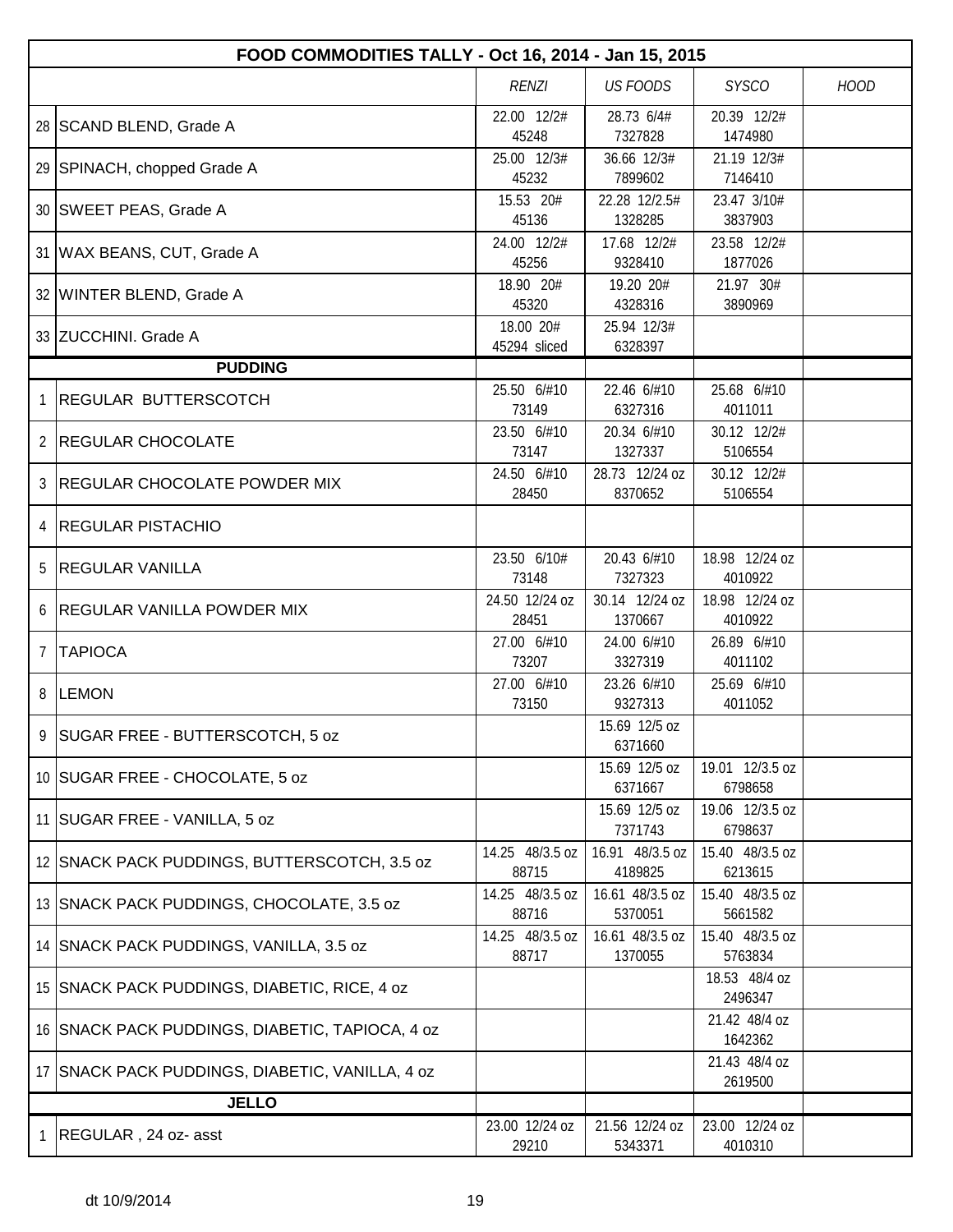| FOOD COMMODITIES TALLY - Oct 16, 2014 - Jan 15, 2015 | | | | | |
|---|---|---|---|---|---|
| | | *RENZI* | *US FOODS* | *SYSCO* | *HOOD* |
| 28 | SCAND BLEND, Grade A | 22.00 12/2# 45248 | 28.73 6/4# 7327828 | 20.39 12/2# 1474980 | |
| 29 | SPINACH, chopped Grade A | 25.00 12/3# 45232 | 36.66 12/3# 7899602 | 21.19 12/3# 7146410 | |
| 30 | SWEET PEAS, Grade A | 15.53 20# 45136 | 22.28 12/2.5# 1328285 | 23.47 3/10# 3837903 | |
| 31 | WAX BEANS, CUT, Grade A | 24.00 12/2# 45256 | 17.68 12/2# 9328410 | 23.58 12/2# 1877026 | |
| 32 | WINTER BLEND, Grade A | 18.90 20# 45320 | 19.20 20# 4328316 | 21.97 30# 3890969 | |
| 33 | ZUCCHINI. Grade A | 18.00 20# 45294 sliced | 25.94 12/3# 6328397 | | |
| | **PUDDING** | | | | |
| 1 | REGULAR BUTTERSCOTCH | 25.50 6/#10 73149 | 22.46 6/#10 6327316 | 25.68 6/#10 4011011 | |
| 2 | REGULAR CHOCOLATE | 23.50 6/#10 73147 | 20.34 6/#10 1327337 | 30.12 12/2# 5106554 | |
| 3 | REGULAR CHOCOLATE POWDER MIX | 24.50 6/#10 28450 | 28.73 12/24 oz 8370652 | 30.12 12/2# 5106554 | |
| 4 | REGULAR PISTACHIO | | | | |
| 5 | REGULAR VANILLA | 23.50 6/10# 73148 | 20.43 6/#10 7327323 | 18.98 12/24 oz 4010922 | |
| 6 | REGULAR VANILLA POWDER MIX | 24.50 12/24 oz 28451 | 30.14 12/24 oz 1370667 | 18.98 12/24 oz 4010922 | |
| 7 | TAPIOCA | 27.00 6/#10 73207 | 24.00 6/#10 3327319 | 26.89 6/#10 4011102 | |
| 8 | LEMON | 27.00 6/#10 73150 | 23.26 6/#10 9327313 | 25.69 6/#10 4011052 | |
| 9 | SUGAR FREE - BUTTERSCOTCH, 5 oz | | 15.69 12/5 oz 6371660 | | |
| 10 | SUGAR FREE - CHOCOLATE, 5 oz | | 15.69 12/5 oz 6371667 | 19.01 12/3.5 oz 6798658 | |
| 11 | SUGAR FREE - VANILLA, 5 oz | | 15.69 12/5 oz 7371743 | 19.06 12/3.5 oz 6798637 | |
| 12 | SNACK PACK PUDDINGS, BUTTERSCOTCH, 3.5 oz | 14.25 48/3.5 oz 88715 | 16.91 48/3.5 oz 4189825 | 15.40 48/3.5 oz 6213615 | |
| 13 | SNACK PACK PUDDINGS, CHOCOLATE, 3.5 oz | 14.25 48/3.5 oz 88716 | 16.61 48/3.5 oz 5370051 | 15.40 48/3.5 oz 5661582 | |
| 14 | SNACK PACK PUDDINGS, VANILLA, 3.5 oz | 14.25 48/3.5 oz 88717 | 16.61 48/3.5 oz 1370055 | 15.40 48/3.5 oz 5763834 | |
| 15 | SNACK PACK PUDDINGS, DIABETIC, RICE, 4 oz | | | 18.53 48/4 oz 2496347 | |
| 16 | SNACK PACK PUDDINGS, DIABETIC, TAPIOCA, 4 oz | | | 21.42 48/4 oz 1642362 | |
| 17 | SNACK PACK PUDDINGS, DIABETIC, VANILLA, 4 oz | | | 21.43 48/4 oz 2619500 | |
| | **JELLO** | | | | |
| 1 | REGULAR , 24 oz- asst | 23.00 12/24 oz 29210 | 21.56 12/24 oz 5343371 | 23.00 12/24 oz 4010310 | |

dt 10/9/2014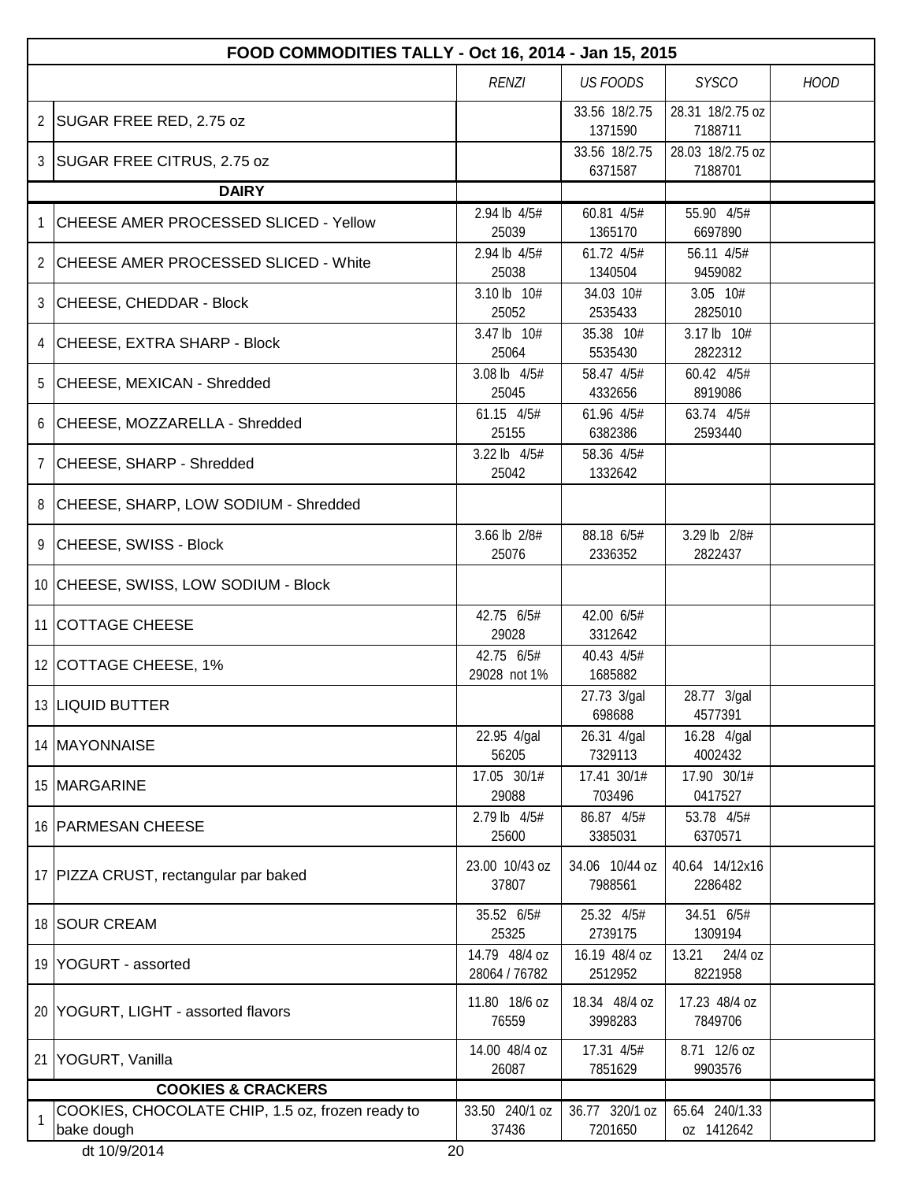| | FOOD COMMODITIES TALLY - Oct 16, 2014 - Jan 15, 2015 | | | | |
|---|---|---|---|---|---|
| | | *RENZI* | *US FOODS* | *SYSCO* | *HOOD* |
| 2 | SUGAR FREE RED, 2.75 oz | | 33.56 18/2.75 1371590 | 28.31 18/2.75 oz 7188711 | |
| 3 | SUGAR FREE CITRUS, 2.75 oz | | 33.56 18/2.75 6371587 | 28.03 18/2.75 oz 7188701 | |
| | **DAIRY** | | | | |
| 1 | CHEESE AMER PROCESSED SLICED - Yellow | 2.94 lb 4/5# 25039 | 60.81 4/5# 1365170 | 55.90 4/5# 6697890 | |
| 2 | CHEESE AMER PROCESSED SLICED - White | 2.94 lb 4/5# 25038 | 61.72 4/5# 1340504 | 56.11 4/5# 9459082 | |
| 3 | CHEESE, CHEDDAR - Block | 3.10 lb 10# 25052 | 34.03 10# 2535433 | 3.05 10# 2825010 | |
| 4 | CHEESE, EXTRA SHARP - Block | 3.47 lb 10# 25064 | 35.38 10# 5535430 | 3.17 lb 10# 2822312 | |
| 5 | CHEESE, MEXICAN - Shredded | 3.08 lb 4/5# 25045 | 58.47 4/5# 4332656 | 60.42 4/5# 8919086 | |
| 6 | CHEESE, MOZZARELLA - Shredded | 61.15 4/5# 25155 | 61.96 4/5# 6382386 | 63.74 4/5# 2593440 | |
| 7 | CHEESE, SHARP - Shredded | 3.22 lb 4/5# 25042 | 58.36 4/5# 1332642 | | |
| 8 | CHEESE, SHARP, LOW SODIUM - Shredded | | | | |
| 9 | CHEESE, SWISS - Block | 3.66 lb 2/8# 25076 | 88.18 6/5# 2336352 | 3.29 lb 2/8# 2822437 | |
| 10 | CHEESE, SWISS, LOW SODIUM - Block | | | | |
| 11 | COTTAGE CHEESE | 42.75 6/5# 29028 | 42.00 6/5# 3312642 | | |
| 12 | COTTAGE CHEESE, 1% | 42.75 6/5# 29028 not 1% | 40.43 4/5# 1685882 | | |
| 13 | LIQUID BUTTER | | 27.73 3/gal 698688 | 28.77 3/gal 4577391 | |
| 14 | MAYONNAISE | 22.95 4/gal 56205 | 26.31 4/gal 7329113 | 16.28 4/gal 4002432 | |
| 15 | MARGARINE | 17.05 30/1# 29088 | 17.41 30/1# 703496 | 17.90 30/1# 0417527 | |
| 16 | PARMESAN CHEESE | 2.79 lb 4/5# 25600 | 86.87 4/5# 3385031 | 53.78 4/5# 6370571 | |
| 17 | PIZZA CRUST, rectangular par baked | 23.00 10/43 oz 37807 | 34.06 10/44 oz 7988561 | 40.64 14/12x16 2286482 | |
| 18 | SOUR CREAM | 35.52 6/5# 25325 | 25.32 4/5# 2739175 | 34.51 6/5# 1309194 | |
| 19 | YOGURT - assorted | 14.79 48/4 oz 28064 / 76782 | 16.19 48/4 oz 2512952 | 13.21 24/4 oz 8221958 | |
| 20 | YOGURT, LIGHT - assorted flavors | 11.80 18/6 oz 76559 | 18.34 48/4 oz 3998283 | 17.23 48/4 oz 7849706 | |
| 21 | YOGURT, Vanilla | 14.00 48/4 oz 26087 | 17.31 4/5# 7851629 | 8.71 12/6 oz 9903576 | |
| | **COOKIES & CRACKERS** | | | | |
| 1 | COOKIES, CHOCOLATE CHIP, 1.5 oz, frozen ready to bake dough | 33.50 240/1 oz 37436 | 36.77 320/1 oz 7201650 | 65.64 240/1.33 oz 1412642 | |

dt 10/9/2014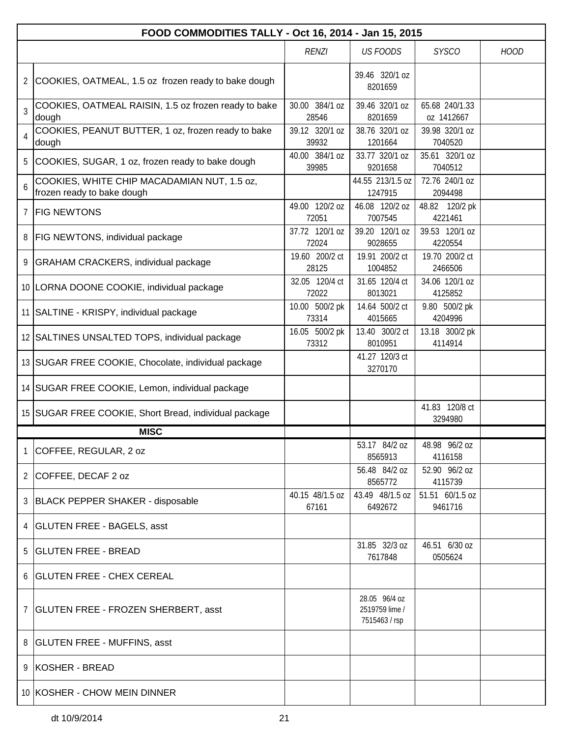| FOOD COMMODITIES TALLY - Oct 16, 2014 - Jan 15, 2015 | | | | | |
|---|---|---|---|---|---|
| | | *RENZI* | *US FOODS* | *SYSCO* | *HOOD* |
| 2 | COOKIES, OATMEAL, 1.5 oz frozen ready to bake dough | | 39.46 320/1 oz 8201659 | | |
| 3 | COOKIES, OATMEAL RAISIN, 1.5 oz frozen ready to bake dough | 30.00 384/1 oz 28546 | 39.46 320/1 oz 8201659 | 65.68 240/1.33 oz 1412667 | |
| 4 | COOKIES, PEANUT BUTTER, 1 oz, frozen ready to bake dough | 39.12 320/1 oz 39932 | 38.76 320/1 oz 1201664 | 39.98 320/1 oz 7040520 | |
| 5 | COOKIES, SUGAR, 1 oz, frozen ready to bake dough | 40.00 384/1 oz 39985 | 33.77 320/1 oz 9201658 | 35.61 320/1 oz 7040512 | |
| 6 | COOKIES, WHITE CHIP MACADAMIAN NUT, 1.5 oz, frozen ready to bake dough | | 44.55 213/1.5 oz 1247915 | 72.76 240/1 oz 2094498 | |
| 7 | FIG NEWTONS | 49.00 120/2 oz 72051 | 46.08 120/2 oz 7007545 | 48.82 120/2 pk 4221461 | |
| 8 | FIG NEWTONS, individual package | 37.72 120/1 oz 72024 | 39.20 120/1 oz 9028655 | 39.53 120/1 oz 4220554 | |
| 9 | GRAHAM CRACKERS, individual package | 19.60 200/2 ct 28125 | 19.91 200/2 ct 1004852 | 19.70 200/2 ct 2466506 | |
| 10 | LORNA DOONE COOKIE, individual package | 32.05 120/4 ct 72022 | 31.65 120/4 ct 8013021 | 34.06 120/1 oz 4125852 | |
| 11 | SALTINE - KRISPY, individual package | 10.00 500/2 pk 73314 | 14.64 500/2 ct 4015665 | 9.80 500/2 pk 4204996 | |
| 12 | SALTINES UNSALTED TOPS, individual package | 16.05 500/2 pk 73312 | 13.40 300/2 ct 8010951 | 13.18 300/2 pk 4114914 | |
| 13 | SUGAR FREE COOKIE, Chocolate, individual package | | 41.27 120/3 ct 3270170 | | |
| 14 | SUGAR FREE COOKIE, Lemon, individual package | | | | |
| 15 | SUGAR FREE COOKIE, Short Bread, individual package | | | 41.83 120/8 ct 3294980 | |
| | **MISC** | | | | |
| 1 | COFFEE, REGULAR, 2 oz | | 53.17 84/2 oz 8565913 | 48.98 96/2 oz 4116158 | |
| 2 | COFFEE, DECAF 2 oz | | 56.48 84/2 oz 8565772 | 52.90 96/2 oz 4115739 | |
| 3 | BLACK PEPPER SHAKER - disposable | 40.15 48/1.5 oz 67161 | 43.49 48/1.5 oz 6492672 | 51.51 60/1.5 oz 9461716 | |
| 4 | GLUTEN FREE - BAGELS, asst | | | | |
| 5 | GLUTEN FREE - BREAD | | 31.85 32/3 oz 7617848 | 46.51 6/30 oz 0505624 | |
| 6 | GLUTEN FREE - CHEX CEREAL | | | | |
| 7 | GLUTEN FREE - FROZEN SHERBERT, asst | | 28.05 96/4 oz 2519759 lime / 7515463 / rsp | | |
| 8 | GLUTEN FREE - MUFFINS, asst | | | | |
| 9 | KOSHER - BREAD | | | | |
| 10 | KOSHER - CHOW MEIN DINNER | | | | |

dt 10/9/2014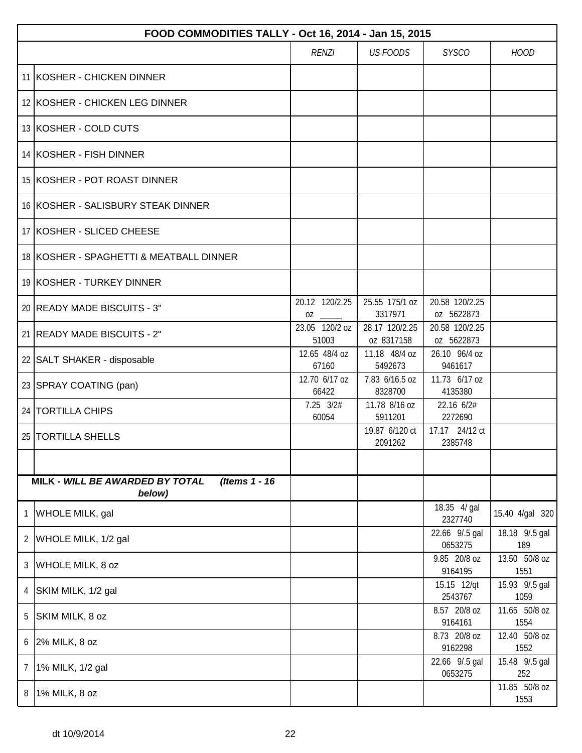| | FOOD COMMODITIES TALLY - Oct 16, 2014 - Jan 15, 2015 | | | | |
|---|---|---|---|---|---|
| | | *RENZI* | *US FOODS* | *SYSCO* | *HOOD* |
| 11 | KOSHER - CHICKEN DINNER | | | | |
| 12 | KOSHER - CHICKEN LEG DINNER | | | | |
| 13 | KOSHER - COLD CUTS | | | | |
| 14 | KOSHER - FISH DINNER | | | | |
| 15 | KOSHER - POT ROAST DINNER | | | | |
| 16 | KOSHER - SALISBURY STEAK DINNER | | | | |
| 17 | KOSHER - SLICED CHEESE | | | | |
| 18 | KOSHER - SPAGHETTI & MEATBALL DINNER | | | | |
| 19 | KOSHER - TURKEY DINNER | | | | |
| 20 | READY MADE BISCUITS - 3" | 20.12 120/2.25 oz _____ | 25.55 175/1 oz 3317971 | 20.58 120/2.25 oz 5622873 | |
| 21 | READY MADE BISCUITS - 2" | 23.05 120/2 oz 51003 | 28.17 120/2.25 oz 8317158 | 20.58 120/2.25 oz 5622873 | |
| 22 | SALT SHAKER - disposable | 12.65 48/4 oz 67160 | 11.18 48/4 oz 5492673 | 26.10 96/4 oz 9461617 | |
| 23 | SPRAY COATING (pan) | 12.70 6/17 oz 66422 | 7.83 6/16.5 oz 8328700 | 11.73 6/17 oz 4135380 | |
| 24 | TORTILLA CHIPS | 7.25 3/2# 60054 | 11.78 8/16 oz 5911201 | 22.16 6/2# 2272690 | |
| 25 | TORTILLA SHELLS | | 19.87 6/120 ct 2091262 | 17.17 24/12 ct 2385748 | |
| | | | | | |
| | **MILK - *WILL BE AWARDED BY TOTAL* *(Items 1 - 16 below)*** | | | | |
| 1 | WHOLE MILK, gal | | | 18.35 4/ gal 2327740 | 15.40 4/gal 320 |
| 2 | WHOLE MILK, 1/2 gal | | | 22.66 9/.5 gal 0653275 | 18.18 9/.5 gal 189 |
| 3 | WHOLE MILK, 8 oz | | | 9.85 20/8 oz 9164195 | 13.50 50/8 oz 1551 |
| 4 | SKIM MILK, 1/2 gal | | | 15.15 12/qt 2543767 | 15.93 9/.5 gal 1059 |
| 5 | SKIM MILK, 8 oz | | | 8.57 20/8 oz 9164161 | 11.65 50/8 oz 1554 |
| 6 | 2% MILK, 8 oz | | | 8.73 20/8 oz 9162298 | 12.40 50/8 oz 1552 |
| 7 | 1% MILK, 1/2 gal | | | 22.66 9/.5 gal 0653275 | 15.48 9/.5 gal 252 |
| 8 | 1% MILK, 8 oz | | | | 11.85 50/8 oz 1553 |

dt 10/9/2014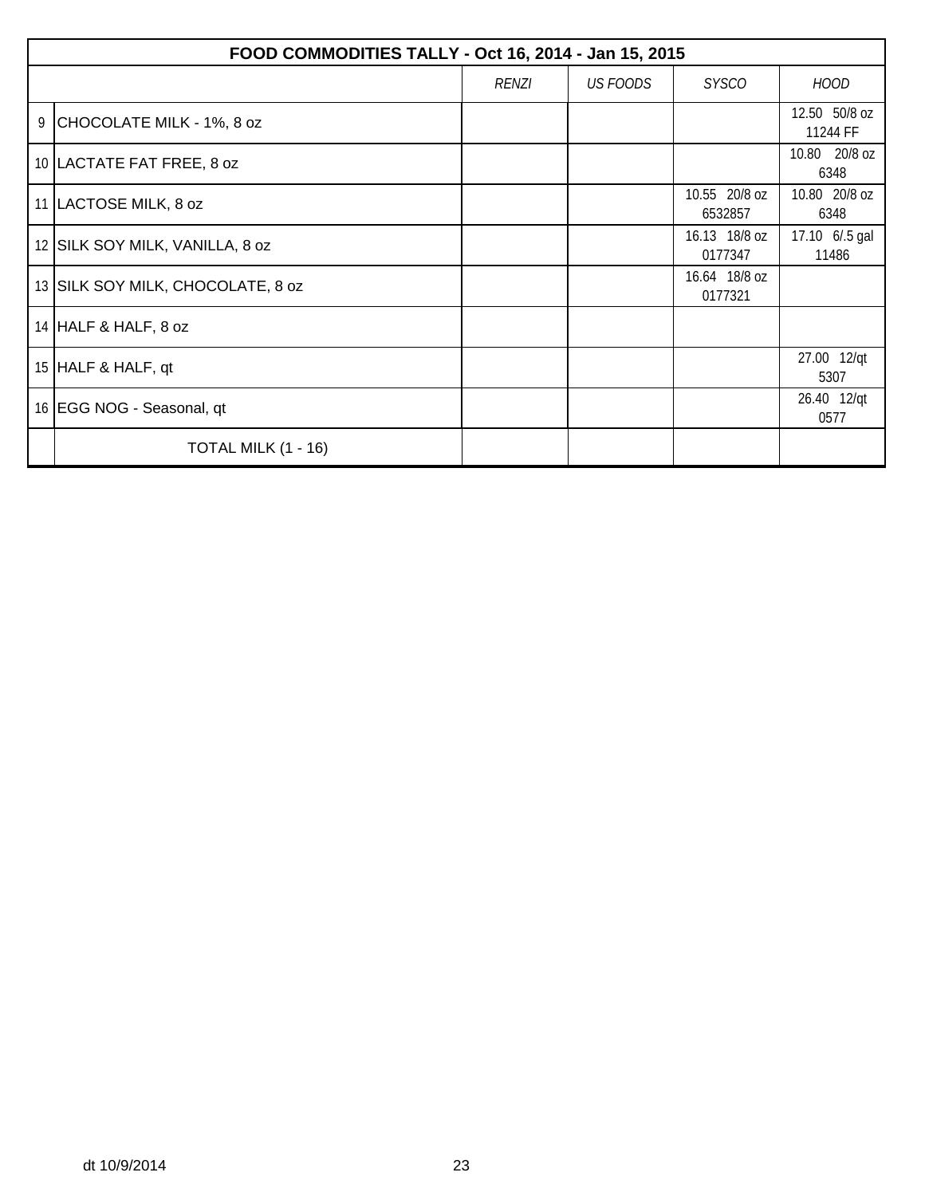| FOOD COMMODITIES TALLY - Oct 16, 2014 - Jan 15, 2015 | | | | | |
|---|---|---|---|---|---|
| | | *RENZI* | *US FOODS* | *SYSCO* | *HOOD* |
| 9 | CHOCOLATE MILK - 1%, 8 oz | | | | 12.50 50/8 oz 11244 FF |
| 10 | LACTATE FAT FREE, 8 oz | | | | 10.80 20/8 oz 6348 |
| 11 | LACTOSE MILK, 8 oz | | | 10.55 20/8 oz 6532857 | 10.80 20/8 oz 6348 |
| 12 | SILK SOY MILK, VANILLA, 8 oz | | | 16.13 18/8 oz 0177347 | 17.10 6/.5 gal 11486 |
| 13 | SILK SOY MILK, CHOCOLATE, 8 oz | | | 16.64 18/8 oz 0177321 | |
| 14 | HALF & HALF, 8 oz | | | | |
| 15 | HALF & HALF, qt | | | | 27.00 12/qt 5307 |
| 16 | EGG NOG - Seasonal, qt | | | | 26.40 12/qt 0577 |
| | TOTAL MILK (1 - 16) | | | | |

dt 10/9/2014